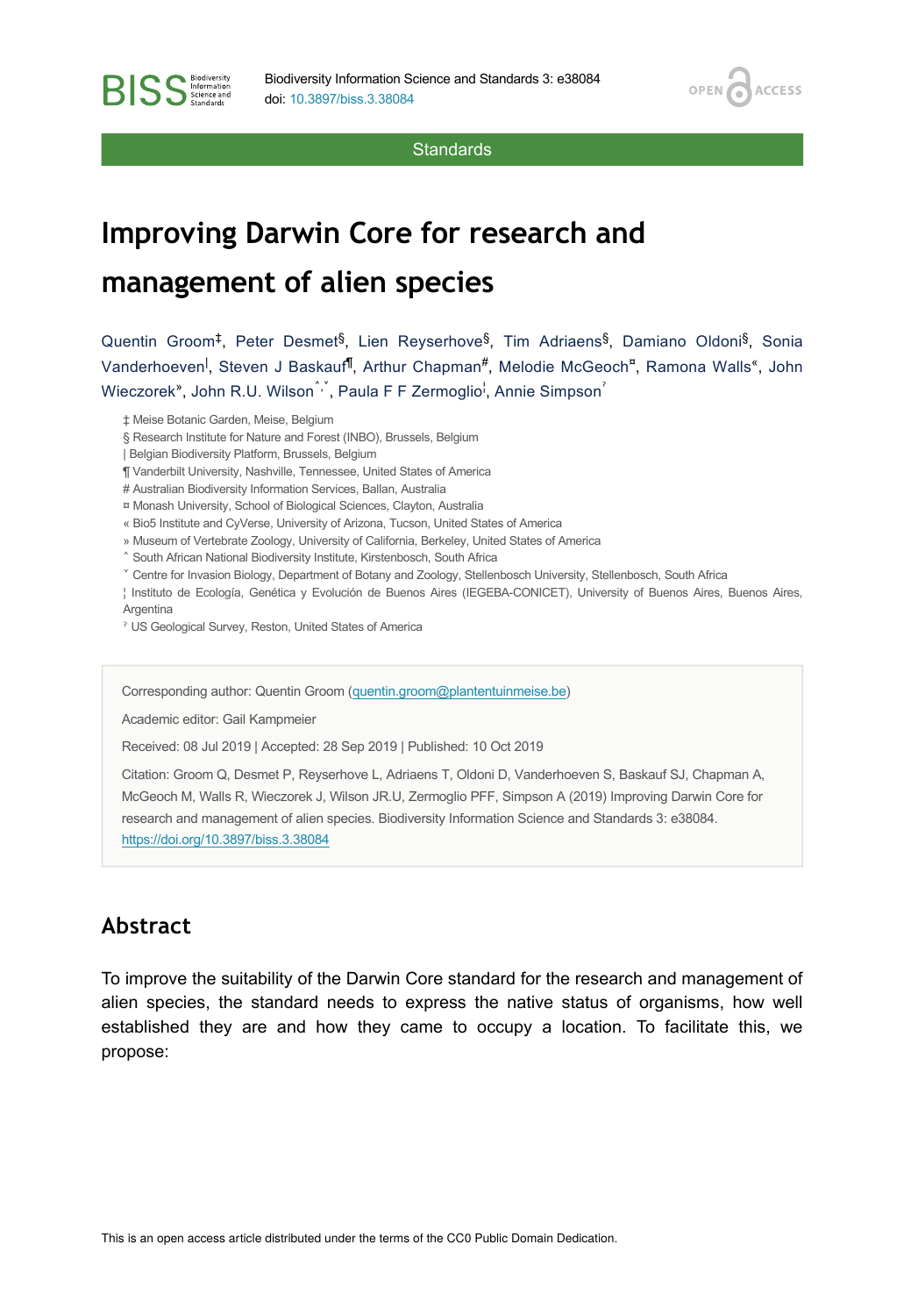Standards

# Improving Darwin Core for research and management of alien species

Quentin Groom[‡], Peter Desmet[§], Lien Reyserhove[§], Tim Adriaens[§], Damiano Oldoni[§], Sonia Vanderhoeven[|], Steven J Baskauf[¶], Arthur Chapman[#], Melodie McGeoch[¤], Ramona Walls[«], John Wieczorek[»], John R.U. Wilson[˄,˅], Paula F F Zermoglio[¦], Annie Simpson[ˀ]

‡ Meise Botanic Garden, Meise, Belgium
§ Research Institute for Nature and Forest (INBO), Brussels, Belgium
| Belgian Biodiversity Platform, Brussels, Belgium
¶ Vanderbilt University, Nashville, Tennessee, United States of America
# Australian Biodiversity Information Services, Ballan, Australia
¤ Monash University, School of Biological Sciences, Clayton, Australia
« Bio5 Institute and CyVerse, University of Arizona, Tucson, United States of America
» Museum of Vertebrate Zoology, University of California, Berkeley, United States of America
˄ South African National Biodiversity Institute, Kirstenbosch, South Africa
˅ Centre for Invasion Biology, Department of Botany and Zoology, Stellenbosch University, Stellenbosch, South Africa
¦ Instituto de Ecología, Genética y Evolución de Buenos Aires (IEGEBA-CONICET), University of Buenos Aires, Buenos Aires, Argentina
ˀ US Geological Survey, Reston, United States of America

Corresponding author: Quentin Groom (quentin.groom@plantentuinmeise.be)

Academic editor: Gail Kampmeier

Received: 08 Jul 2019 | Accepted: 28 Sep 2019 | Published: 10 Oct 2019

Citation: Groom Q, Desmet P, Reyserhove L, Adriaens T, Oldoni D, Vanderhoeven S, Baskauf SJ, Chapman A, McGeoch M, Walls R, Wieczorek J, Wilson JR.U, Zermoglio PFF, Simpson A (2019) Improving Darwin Core for research and management of alien species. Biodiversity Information Science and Standards 3: e38084. https://doi.org/10.3897/biss.3.38084

## Abstract

To improve the suitability of the Darwin Core standard for the research and management of alien species, the standard needs to express the native status of organisms, how well established they are and how they came to occupy a location. To facilitate this, we propose:

This is an open access article distributed under the terms of the CC0 Public Domain Dedication.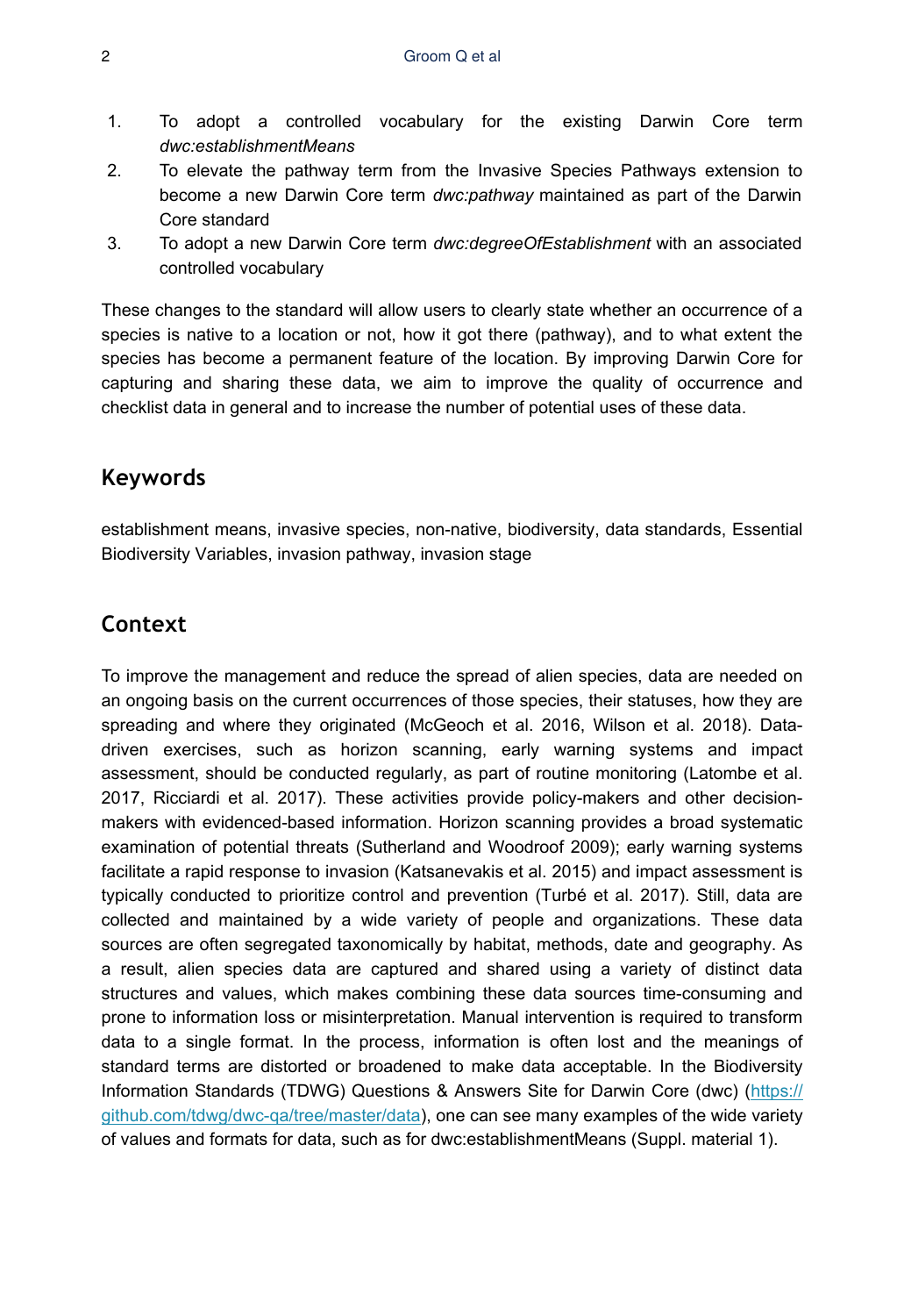1. To adopt a controlled vocabulary for the existing Darwin Core term *dwc:establishmentMeans*
2. To elevate the pathway term from the Invasive Species Pathways extension to become a new Darwin Core term *dwc:pathway* maintained as part of the Darwin Core standard
3. To adopt a new Darwin Core term *dwc:degreeOfEstablishment* with an associated controlled vocabulary

These changes to the standard will allow users to clearly state whether an occurrence of a species is native to a location or not, how it got there (pathway), and to what extent the species has become a permanent feature of the location. By improving Darwin Core for capturing and sharing these data, we aim to improve the quality of occurrence and checklist data in general and to increase the number of potential uses of these data.

## Keywords

establishment means, invasive species, non-native, biodiversity, data standards, Essential Biodiversity Variables, invasion pathway, invasion stage

## Context

To improve the management and reduce the spread of alien species, data are needed on an ongoing basis on the current occurrences of those species, their statuses, how they are spreading and where they originated (McGeoch et al. 2016, Wilson et al. 2018). Data-driven exercises, such as horizon scanning, early warning systems and impact assessment, should be conducted regularly, as part of routine monitoring (Latombe et al. 2017, Ricciardi et al. 2017). These activities provide policy-makers and other decision-makers with evidenced-based information. Horizon scanning provides a broad systematic examination of potential threats (Sutherland and Woodroof 2009); early warning systems facilitate a rapid response to invasion (Katsanevakis et al. 2015) and impact assessment is typically conducted to prioritize control and prevention (Turbé et al. 2017). Still, data are collected and maintained by a wide variety of people and organizations. These data sources are often segregated taxonomically by habitat, methods, date and geography. As a result, alien species data are captured and shared using a variety of distinct data structures and values, which makes combining these data sources time-consuming and prone to information loss or misinterpretation. Manual intervention is required to transform data to a single format. In the process, information is often lost and the meanings of standard terms are distorted or broadened to make data acceptable. In the Biodiversity Information Standards (TDWG) Questions & Answers Site for Darwin Core (dwc) (https://github.com/tdwg/dwc-qa/tree/master/data), one can see many examples of the wide variety of values and formats for data, such as for dwc:establishmentMeans (Suppl. material 1).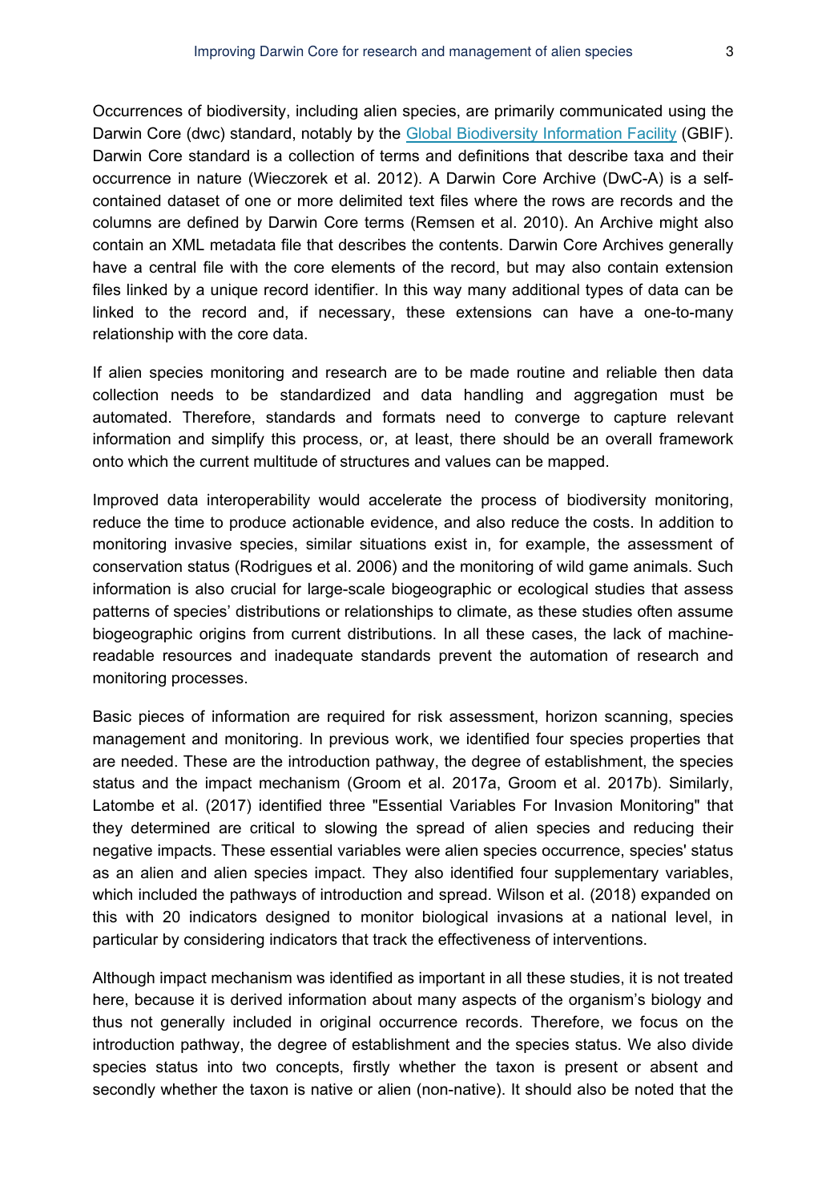Occurrences of biodiversity, including alien species, are primarily communicated using the Darwin Core (dwc) standard, notably by the [Global Biodiversity Information Facility](https://www.gbif.org) (GBIF). Darwin Core standard is a collection of terms and definitions that describe taxa and their occurrence in nature (Wieczorek et al. 2012). A Darwin Core Archive (DwC-A) is a self-contained dataset of one or more delimited text files where the rows are records and the columns are defined by Darwin Core terms (Remsen et al. 2010). An Archive might also contain an XML metadata file that describes the contents. Darwin Core Archives generally have a central file with the core elements of the record, but may also contain extension files linked by a unique record identifier. In this way many additional types of data can be linked to the record and, if necessary, these extensions can have a one-to-many relationship with the core data.

If alien species monitoring and research are to be made routine and reliable then data collection needs to be standardized and data handling and aggregation must be automated. Therefore, standards and formats need to converge to capture relevant information and simplify this process, or, at least, there should be an overall framework onto which the current multitude of structures and values can be mapped.

Improved data interoperability would accelerate the process of biodiversity monitoring, reduce the time to produce actionable evidence, and also reduce the costs. In addition to monitoring invasive species, similar situations exist in, for example, the assessment of conservation status (Rodrigues et al. 2006) and the monitoring of wild game animals. Such information is also crucial for large-scale biogeographic or ecological studies that assess patterns of species' distributions or relationships to climate, as these studies often assume biogeographic origins from current distributions. In all these cases, the lack of machine-readable resources and inadequate standards prevent the automation of research and monitoring processes.

Basic pieces of information are required for risk assessment, horizon scanning, species management and monitoring. In previous work, we identified four species properties that are needed. These are the introduction pathway, the degree of establishment, the species status and the impact mechanism (Groom et al. 2017a, Groom et al. 2017b). Similarly, Latombe et al. (2017) identified three "Essential Variables For Invasion Monitoring" that they determined are critical to slowing the spread of alien species and reducing their negative impacts. These essential variables were alien species occurrence, species' status as an alien and alien species impact. They also identified four supplementary variables, which included the pathways of introduction and spread. Wilson et al. (2018) expanded on this with 20 indicators designed to monitor biological invasions at a national level, in particular by considering indicators that track the effectiveness of interventions.

Although impact mechanism was identified as important in all these studies, it is not treated here, because it is derived information about many aspects of the organism's biology and thus not generally included in original occurrence records. Therefore, we focus on the introduction pathway, the degree of establishment and the species status. We also divide species status into two concepts, firstly whether the taxon is present or absent and secondly whether the taxon is native or alien (non-native). It should also be noted that the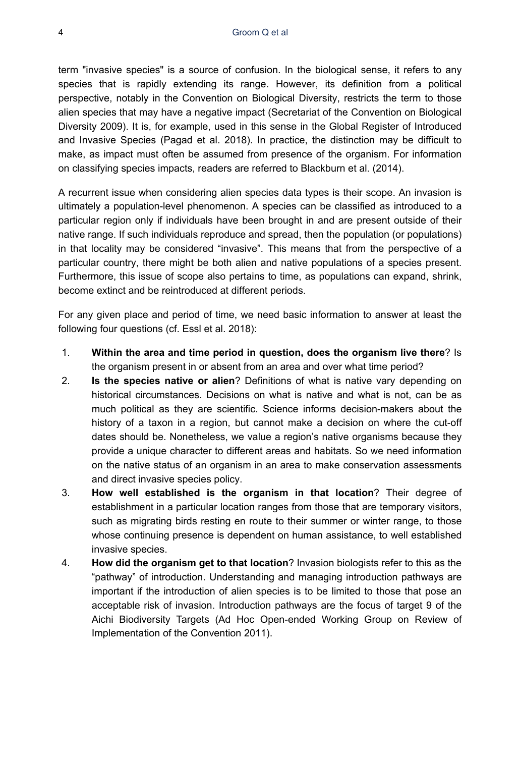term "invasive species" is a source of confusion. In the biological sense, it refers to any species that is rapidly extending its range. However, its definition from a political perspective, notably in the Convention on Biological Diversity, restricts the term to those alien species that may have a negative impact (Secretariat of the Convention on Biological Diversity 2009). It is, for example, used in this sense in the Global Register of Introduced and Invasive Species (Pagad et al. 2018). In practice, the distinction may be difficult to make, as impact must often be assumed from presence of the organism. For information on classifying species impacts, readers are referred to Blackburn et al. (2014).

A recurrent issue when considering alien species data types is their scope. An invasion is ultimately a population-level phenomenon. A species can be classified as introduced to a particular region only if individuals have been brought in and are present outside of their native range. If such individuals reproduce and spread, then the population (or populations) in that locality may be considered "invasive". This means that from the perspective of a particular country, there might be both alien and native populations of a species present. Furthermore, this issue of scope also pertains to time, as populations can expand, shrink, become extinct and be reintroduced at different periods.

For any given place and period of time, we need basic information to answer at least the following four questions (cf. Essl et al. 2018):

1. **Within the area and time period in question, does the organism live there**? Is the organism present in or absent from an area and over what time period?
2. **Is the species native or alien**? Definitions of what is native vary depending on historical circumstances. Decisions on what is native and what is not, can be as much political as they are scientific. Science informs decision-makers about the history of a taxon in a region, but cannot make a decision on where the cut-off dates should be. Nonetheless, we value a region's native organisms because they provide a unique character to different areas and habitats. So we need information on the native status of an organism in an area to make conservation assessments and direct invasive species policy.
3. **How well established is the organism in that location**? Their degree of establishment in a particular location ranges from those that are temporary visitors, such as migrating birds resting en route to their summer or winter range, to those whose continuing presence is dependent on human assistance, to well established invasive species.
4. **How did the organism get to that location**? Invasion biologists refer to this as the "pathway" of introduction. Understanding and managing introduction pathways are important if the introduction of alien species is to be limited to those that pose an acceptable risk of invasion. Introduction pathways are the focus of target 9 of the Aichi Biodiversity Targets (Ad Hoc Open-ended Working Group on Review of Implementation of the Convention 2011).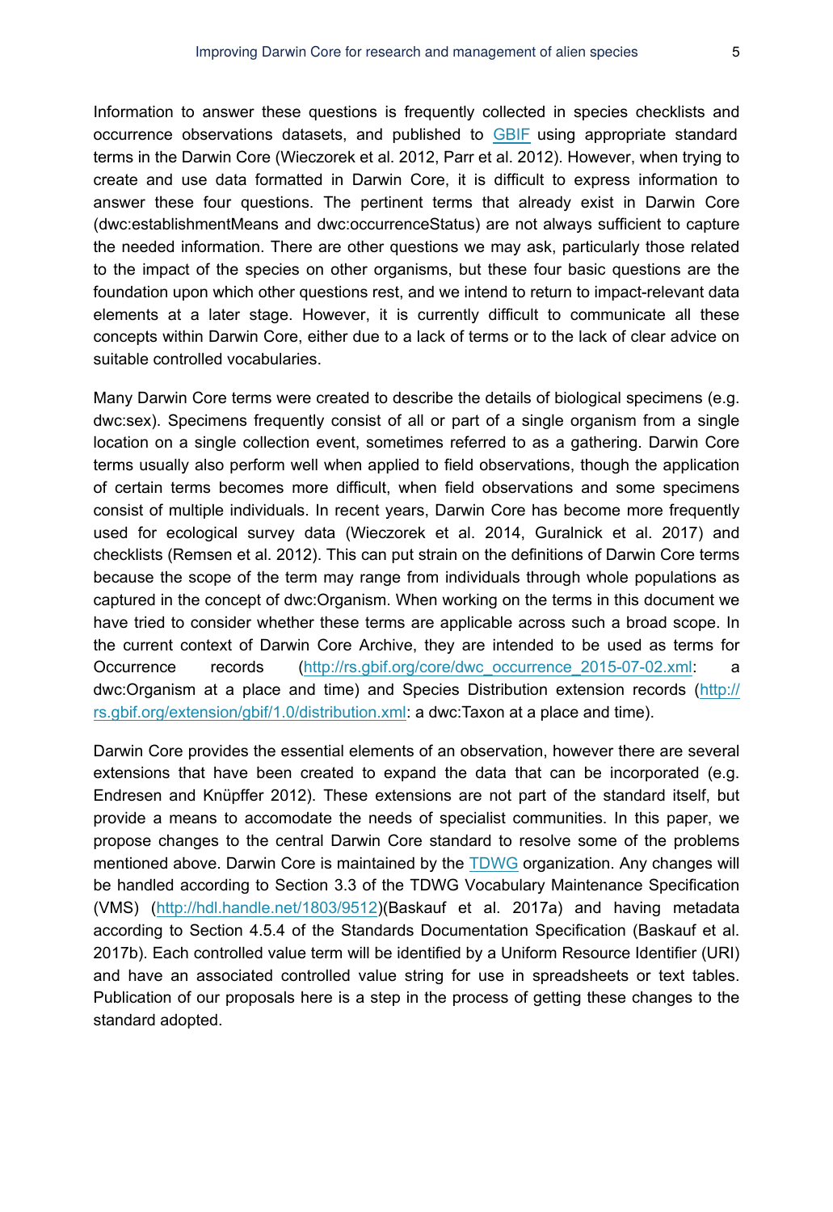Information to answer these questions is frequently collected in species checklists and occurrence observations datasets, and published to GBIF using appropriate standard terms in the Darwin Core (Wieczorek et al. 2012, Parr et al. 2012). However, when trying to create and use data formatted in Darwin Core, it is difficult to express information to answer these four questions. The pertinent terms that already exist in Darwin Core (dwc:establishmentMeans and dwc:occurrenceStatus) are not always sufficient to capture the needed information. There are other questions we may ask, particularly those related to the impact of the species on other organisms, but these four basic questions are the foundation upon which other questions rest, and we intend to return to impact-relevant data elements at a later stage. However, it is currently difficult to communicate all these concepts within Darwin Core, either due to a lack of terms or to the lack of clear advice on suitable controlled vocabularies.

Many Darwin Core terms were created to describe the details of biological specimens (e.g. dwc:sex). Specimens frequently consist of all or part of a single organism from a single location on a single collection event, sometimes referred to as a gathering. Darwin Core terms usually also perform well when applied to field observations, though the application of certain terms becomes more difficult, when field observations and some specimens consist of multiple individuals. In recent years, Darwin Core has become more frequently used for ecological survey data (Wieczorek et al. 2014, Guralnick et al. 2017) and checklists (Remsen et al. 2012). This can put strain on the definitions of Darwin Core terms because the scope of the term may range from individuals through whole populations as captured in the concept of dwc:Organism. When working on the terms in this document we have tried to consider whether these terms are applicable across such a broad scope. In the current context of Darwin Core Archive, they are intended to be used as terms for Occurrence records (http://rs.gbif.org/core/dwc_occurrence_2015-07-02.xml: a dwc:Organism at a place and time) and Species Distribution extension records (http://rs.gbif.org/extension/gbif/1.0/distribution.xml: a dwc:Taxon at a place and time).

Darwin Core provides the essential elements of an observation, however there are several extensions that have been created to expand the data that can be incorporated (e.g. Endresen and Knüpffer 2012). These extensions are not part of the standard itself, but provide a means to accomodate the needs of specialist communities. In this paper, we propose changes to the central Darwin Core standard to resolve some of the problems mentioned above. Darwin Core is maintained by the TDWG organization. Any changes will be handled according to Section 3.3 of the TDWG Vocabulary Maintenance Specification (VMS) (http://hdl.handle.net/1803/9512)(Baskauf et al. 2017a) and having metadata according to Section 4.5.4 of the Standards Documentation Specification (Baskauf et al. 2017b). Each controlled value term will be identified by a Uniform Resource Identifier (URI) and have an associated controlled value string for use in spreadsheets or text tables. Publication of our proposals here is a step in the process of getting these changes to the standard adopted.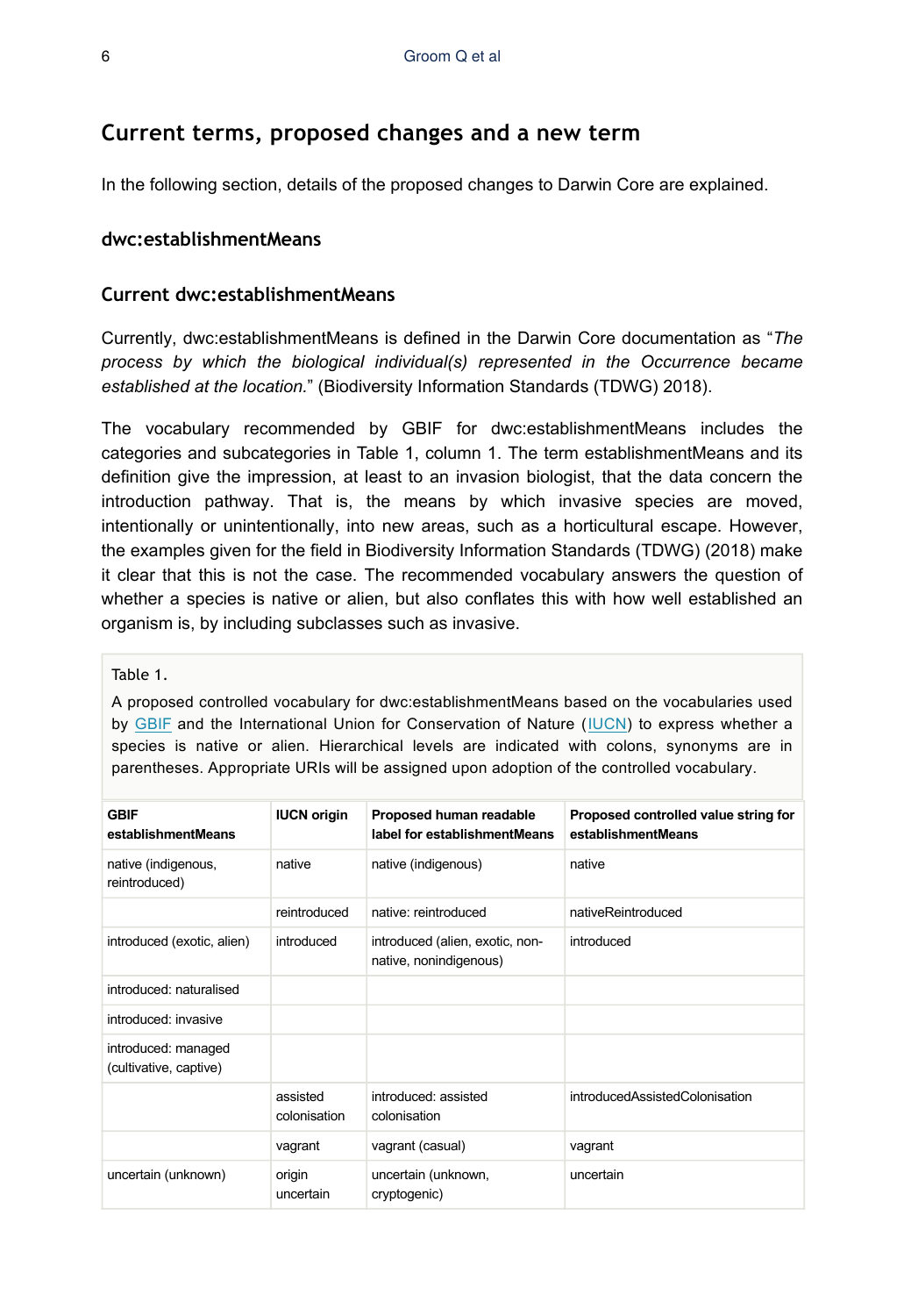## Current terms, proposed changes and a new term

In the following section, details of the proposed changes to Darwin Core are explained.

### dwc:establishmentMeans

### Current dwc:establishmentMeans

Currently, dwc:establishmentMeans is defined in the Darwin Core documentation as "*The process by which the biological individual(s) represented in the Occurrence became established at the location.*" (Biodiversity Information Standards (TDWG) 2018).

The vocabulary recommended by GBIF for dwc:establishmentMeans includes the categories and subcategories in Table 1, column 1. The term establishmentMeans and its definition give the impression, at least to an invasion biologist, that the data concern the introduction pathway. That is, the means by which invasive species are moved, intentionally or unintentionally, into new areas, such as a horticultural escape. However, the examples given for the field in Biodiversity Information Standards (TDWG) (2018) make it clear that this is not the case. The recommended vocabulary answers the question of whether a species is native or alien, but also conflates this with how well established an organism is, by including subclasses such as invasive.

Table 1.

A proposed controlled vocabulary for dwc:establishmentMeans based on the vocabularies used by GBIF and the International Union for Conservation of Nature (IUCN) to express whether a species is native or alien. Hierarchical levels are indicated with colons, synonyms are in parentheses. Appropriate URIs will be assigned upon adoption of the controlled vocabulary.

| GBIF establishmentMeans | IUCN origin | Proposed human readable label for establishmentMeans | Proposed controlled value string for establishmentMeans |
|---|---|---|---|
| native (indigenous, reintroduced) | native | native (indigenous) | native |
| | reintroduced | native: reintroduced | nativeReintroduced |
| introduced (exotic, alien) | introduced | introduced (alien, exotic, non-native, nonindigenous) | introduced |
| introduced: naturalised | | | |
| introduced: invasive | | | |
| introduced: managed (cultivative, captive) | | | |
| | assisted colonisation | introduced: assisted colonisation | introducedAssistedColonisation |
| | vagrant | vagrant (casual) | vagrant |
| uncertain (unknown) | origin uncertain | uncertain (unknown, cryptogenic) | uncertain |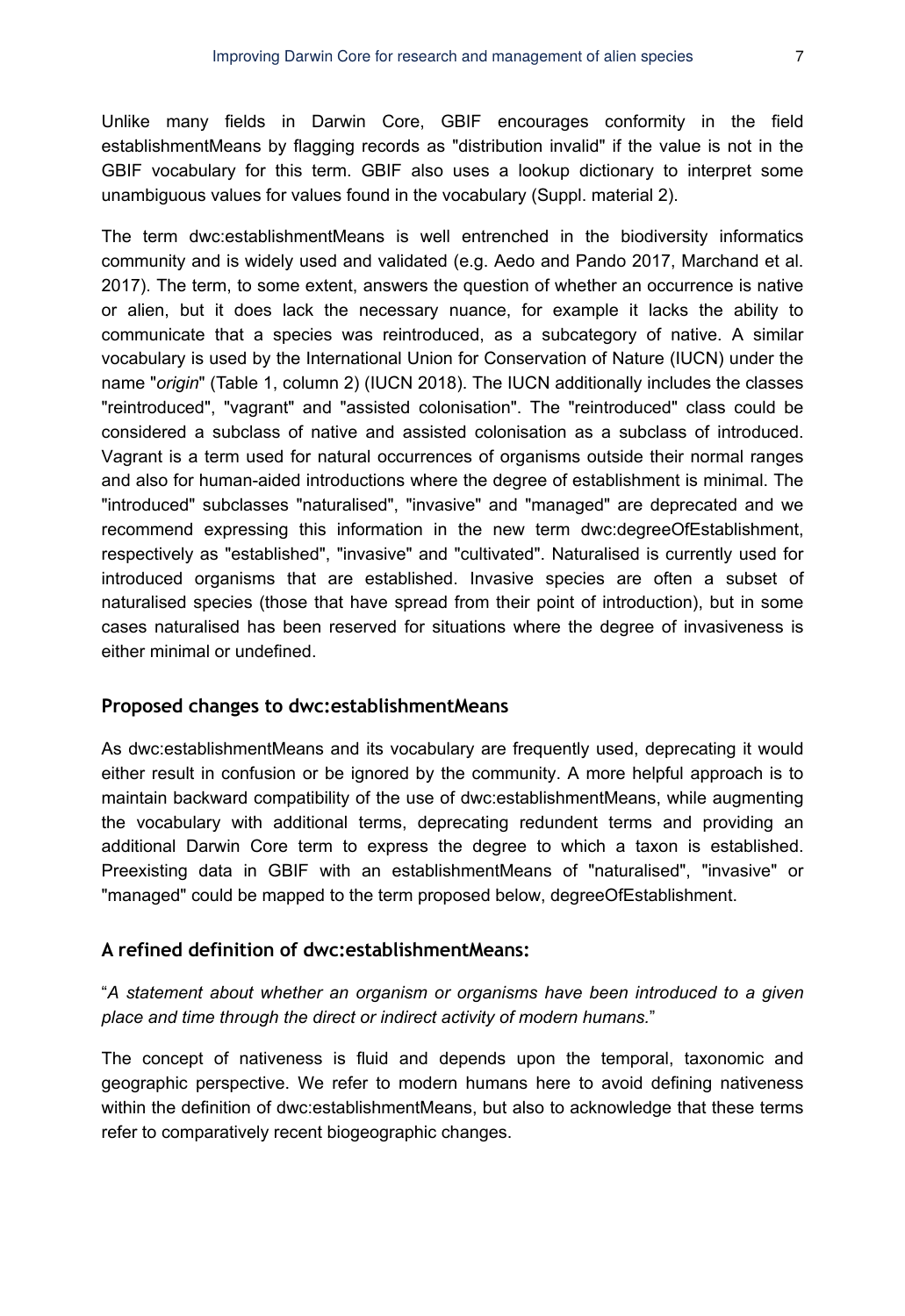Unlike many fields in Darwin Core, GBIF encourages conformity in the field establishmentMeans by flagging records as "distribution invalid" if the value is not in the GBIF vocabulary for this term. GBIF also uses a lookup dictionary to interpret some unambiguous values for values found in the vocabulary (Suppl. material 2).

The term dwc:establishmentMeans is well entrenched in the biodiversity informatics community and is widely used and validated (e.g. Aedo and Pando 2017, Marchand et al. 2017). The term, to some extent, answers the question of whether an occurrence is native or alien, but it does lack the necessary nuance, for example it lacks the ability to communicate that a species was reintroduced, as a subcategory of native. A similar vocabulary is used by the International Union for Conservation of Nature (IUCN) under the name "*origin*" (Table 1, column 2) (IUCN 2018). The IUCN additionally includes the classes "reintroduced", "vagrant" and "assisted colonisation". The "reintroduced" class could be considered a subclass of native and assisted colonisation as a subclass of introduced. Vagrant is a term used for natural occurrences of organisms outside their normal ranges and also for human-aided introductions where the degree of establishment is minimal. The "introduced" subclasses "naturalised", "invasive" and "managed" are deprecated and we recommend expressing this information in the new term dwc:degreeOfEstablishment, respectively as "established", "invasive" and "cultivated". Naturalised is currently used for introduced organisms that are established. Invasive species are often a subset of naturalised species (those that have spread from their point of introduction), but in some cases naturalised has been reserved for situations where the degree of invasiveness is either minimal or undefined.

### Proposed changes to dwc:establishmentMeans

As dwc:establishmentMeans and its vocabulary are frequently used, deprecating it would either result in confusion or be ignored by the community. A more helpful approach is to maintain backward compatibility of the use of dwc:establishmentMeans, while augmenting the vocabulary with additional terms, deprecating redundent terms and providing an additional Darwin Core term to express the degree to which a taxon is established. Preexisting data in GBIF with an establishmentMeans of "naturalised", "invasive" or "managed" could be mapped to the term proposed below, degreeOfEstablishment.

### A refined definition of dwc:establishmentMeans:

"*A statement about whether an organism or organisms have been introduced to a given place and time through the direct or indirect activity of modern humans.*"

The concept of nativeness is fluid and depends upon the temporal, taxonomic and geographic perspective. We refer to modern humans here to avoid defining nativeness within the definition of dwc:establishmentMeans, but also to acknowledge that these terms refer to comparatively recent biogeographic changes.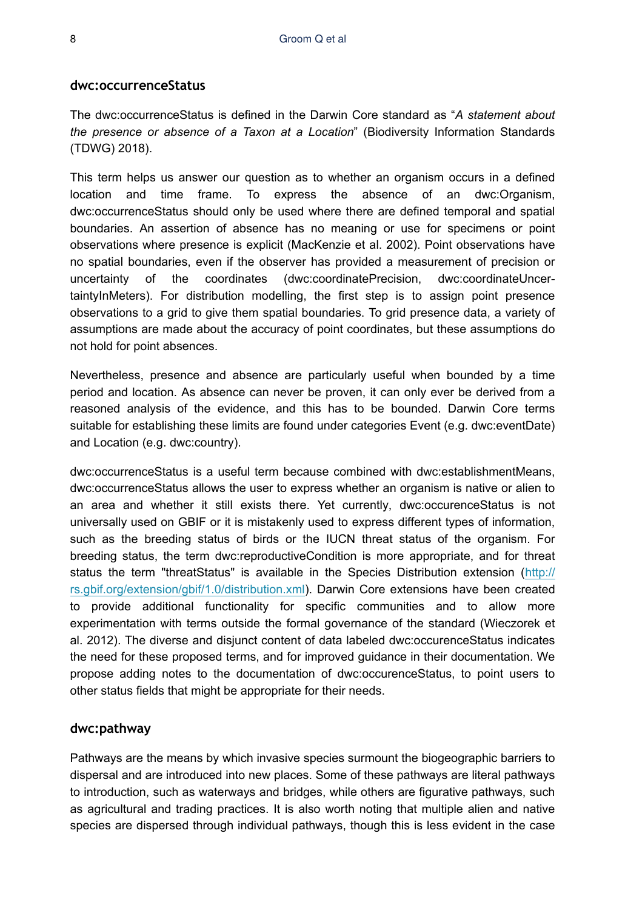### dwc:occurrenceStatus

The dwc:occurrenceStatus is defined in the Darwin Core standard as "*A statement about the presence or absence of a Taxon at a Location*" (Biodiversity Information Standards (TDWG) 2018).

This term helps us answer our question as to whether an organism occurs in a defined location and time frame. To express the absence of an dwc:Organism, dwc:occurrenceStatus should only be used where there are defined temporal and spatial boundaries. An assertion of absence has no meaning or use for specimens or point observations where presence is explicit (MacKenzie et al. 2002). Point observations have no spatial boundaries, even if the observer has provided a measurement of precision or uncertainty of the coordinates (dwc:coordinatePrecision, dwc:coordinateUncertaintyInMeters). For distribution modelling, the first step is to assign point presence observations to a grid to give them spatial boundaries. To grid presence data, a variety of assumptions are made about the accuracy of point coordinates, but these assumptions do not hold for point absences.

Nevertheless, presence and absence are particularly useful when bounded by a time period and location. As absence can never be proven, it can only ever be derived from a reasoned analysis of the evidence, and this has to be bounded. Darwin Core terms suitable for establishing these limits are found under categories Event (e.g. dwc:eventDate) and Location (e.g. dwc:country).

dwc:occurrenceStatus is a useful term because combined with dwc:establishmentMeans, dwc:occurrenceStatus allows the user to express whether an organism is native or alien to an area and whether it still exists there. Yet currently, dwc:occurenceStatus is not universally used on GBIF or it is mistakenly used to express different types of information, such as the breeding status of birds or the IUCN threat status of the organism. For breeding status, the term dwc:reproductiveCondition is more appropriate, and for threat status the term "threatStatus" is available in the Species Distribution extension (http://rs.gbif.org/extension/gbif/1.0/distribution.xml). Darwin Core extensions have been created to provide additional functionality for specific communities and to allow more experimentation with terms outside the formal governance of the standard (Wieczorek et al. 2012). The diverse and disjunct content of data labeled dwc:occurenceStatus indicates the need for these proposed terms, and for improved guidance in their documentation. We propose adding notes to the documentation of dwc:occurenceStatus, to point users to other status fields that might be appropriate for their needs.

### dwc:pathway

Pathways are the means by which invasive species surmount the biogeographic barriers to dispersal and are introduced into new places. Some of these pathways are literal pathways to introduction, such as waterways and bridges, while others are figurative pathways, such as agricultural and trading practices. It is also worth noting that multiple alien and native species are dispersed through individual pathways, though this is less evident in the case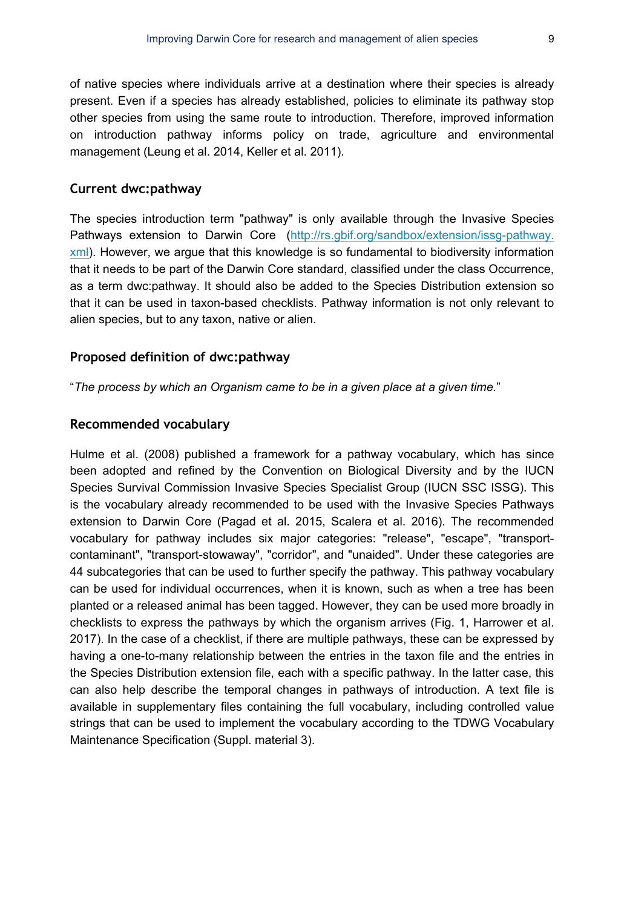of native species where individuals arrive at a destination where their species is already present. Even if a species has already established, policies to eliminate its pathway stop other species from using the same route to introduction. Therefore, improved information on introduction pathway informs policy on trade, agriculture and environmental management (Leung et al. 2014, Keller et al. 2011).

## Current dwc:pathway

The species introduction term "pathway" is only available through the Invasive Species Pathways extension to Darwin Core (http://rs.gbif.org/sandbox/extension/issg-pathway.xml). However, we argue that this knowledge is so fundamental to biodiversity information that it needs to be part of the Darwin Core standard, classified under the class Occurrence, as a term dwc:pathway. It should also be added to the Species Distribution extension so that it can be used in taxon-based checklists. Pathway information is not only relevant to alien species, but to any taxon, native or alien.

## Proposed definition of dwc:pathway

"*The process by which an Organism came to be in a given place at a given time.*"

## Recommended vocabulary

Hulme et al. (2008) published a framework for a pathway vocabulary, which has since been adopted and refined by the Convention on Biological Diversity and by the IUCN Species Survival Commission Invasive Species Specialist Group (IUCN SSC ISSG). This is the vocabulary already recommended to be used with the Invasive Species Pathways extension to Darwin Core (Pagad et al. 2015, Scalera et al. 2016). The recommended vocabulary for pathway includes six major categories: "release", "escape", "transport-contaminant", "transport-stowaway", "corridor", and "unaided". Under these categories are 44 subcategories that can be used to further specify the pathway. This pathway vocabulary can be used for individual occurrences, when it is known, such as when a tree has been planted or a released animal has been tagged. However, they can be used more broadly in checklists to express the pathways by which the organism arrives (Fig. 1, Harrower et al. 2017). In the case of a checklist, if there are multiple pathways, these can be expressed by having a one-to-many relationship between the entries in the taxon file and the entries in the Species Distribution extension file, each with a specific pathway. In the latter case, this can also help describe the temporal changes in pathways of introduction. A text file is available in supplementary files containing the full vocabulary, including controlled value strings that can be used to implement the vocabulary according to the TDWG Vocabulary Maintenance Specification (Suppl. material 3).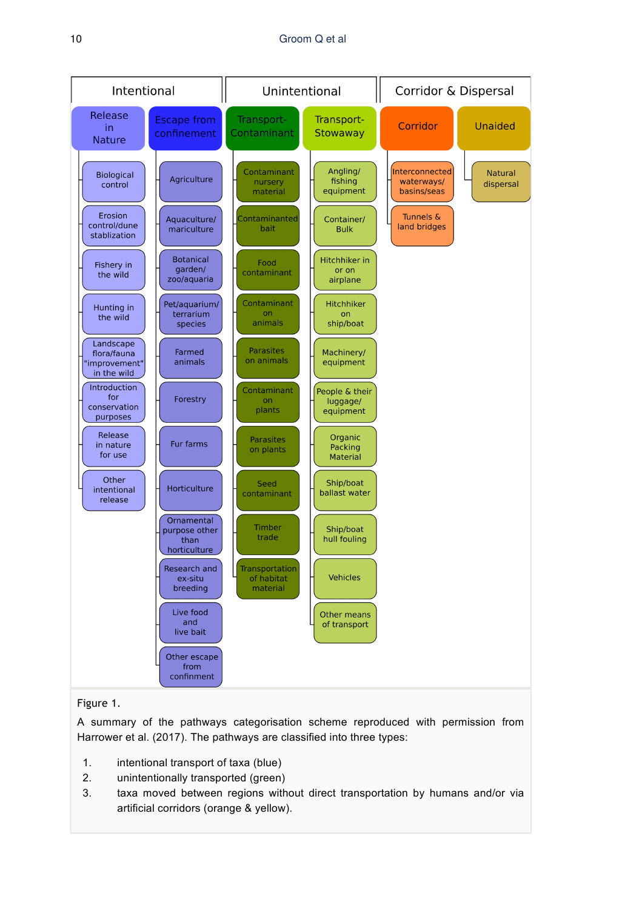| Intentional | | Unintentional | | Corridor & Dispersal | |
|---|---|---|---|---|---|
| Release in Nature | Escape from confinement | Transport-Contaminant | Transport-Stowaway | Corridor | Unaided |
| Biological control | Agriculture | Contaminant nursery material | Angling/ fishing equipment | Interconnected waterways/ basins/seas | Natural dispersal |
| Erosion control/dune stablization | Aquaculture/ mariculture | Contaminanted bait | Container/ Bulk | Tunnels & land bridges | |
| Fishery in the wild | Botanical garden/ zoo/aquaria | Food contaminant | Hitchhiker in or on airplane | | |
| Hunting in the wild | Pet/aquarium/ terrarium species | Contaminant on animals | Hitchhiker on ship/boat | | |
| Landscape flora/fauna "improvement" in the wild | Farmed animals | Parasites on animals | Machinery/ equipment | | |
| Introduction for conservation purposes | Forestry | Contaminant on plants | People & their luggage/ equipment | | |
| Release in nature for use | Fur farms | Parasites on plants | Organic Packing Material | | |
| Other intentional release | Horticulture | Seed contaminant | Ship/boat ballast water | | |
| | Ornamental purpose other than horticulture | Timber trade | Ship/boat hull fouling | | |
| | Research and ex-situ breeding | Transportation of habitat material | Vehicles | | |
| | Live food and live bait | | Other means of transport | | |
| | Other escape from confinement | | | | |

Figure 1.

A summary of the pathways categorisation scheme reproduced with permission from Harrower et al. (2017). The pathways are classified into three types:

1. intentional transport of taxa (blue)
2. unintentionally transported (green)
3. taxa moved between regions without direct transportation by humans and/or via artificial corridors (orange & yellow).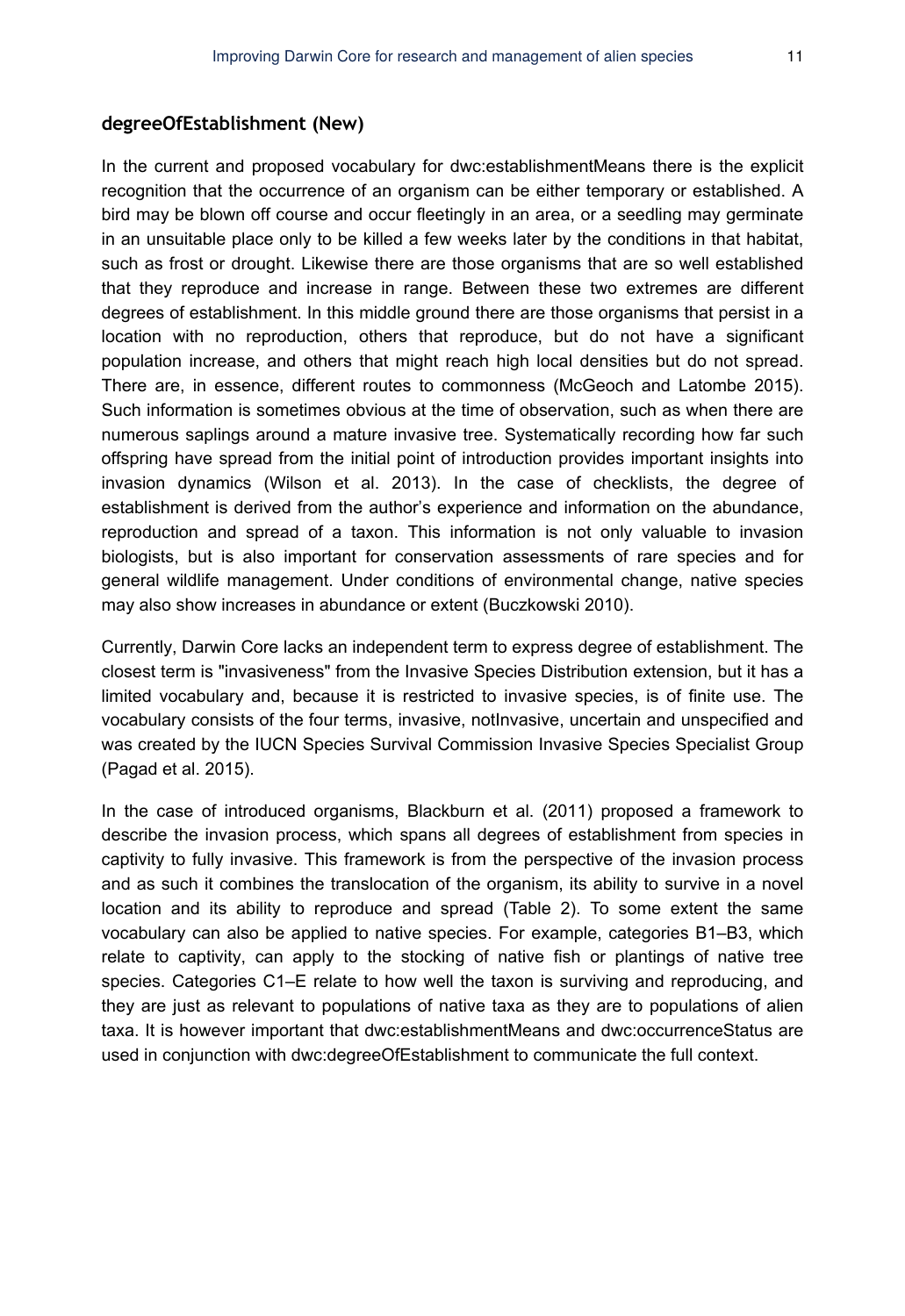### degreeOfEstablishment (New)

In the current and proposed vocabulary for dwc:establishmentMeans there is the explicit recognition that the occurrence of an organism can be either temporary or established. A bird may be blown off course and occur fleetingly in an area, or a seedling may germinate in an unsuitable place only to be killed a few weeks later by the conditions in that habitat, such as frost or drought. Likewise there are those organisms that are so well established that they reproduce and increase in range. Between these two extremes are different degrees of establishment. In this middle ground there are those organisms that persist in a location with no reproduction, others that reproduce, but do not have a significant population increase, and others that might reach high local densities but do not spread. There are, in essence, different routes to commonness (McGeoch and Latombe 2015). Such information is sometimes obvious at the time of observation, such as when there are numerous saplings around a mature invasive tree. Systematically recording how far such offspring have spread from the initial point of introduction provides important insights into invasion dynamics (Wilson et al. 2013). In the case of checklists, the degree of establishment is derived from the author's experience and information on the abundance, reproduction and spread of a taxon. This information is not only valuable to invasion biologists, but is also important for conservation assessments of rare species and for general wildlife management. Under conditions of environmental change, native species may also show increases in abundance or extent (Buczkowski 2010).

Currently, Darwin Core lacks an independent term to express degree of establishment. The closest term is "invasiveness" from the Invasive Species Distribution extension, but it has a limited vocabulary and, because it is restricted to invasive species, is of finite use. The vocabulary consists of the four terms, invasive, notInvasive, uncertain and unspecified and was created by the IUCN Species Survival Commission Invasive Species Specialist Group (Pagad et al. 2015).

In the case of introduced organisms, Blackburn et al. (2011) proposed a framework to describe the invasion process, which spans all degrees of establishment from species in captivity to fully invasive. This framework is from the perspective of the invasion process and as such it combines the translocation of the organism, its ability to survive in a novel location and its ability to reproduce and spread (Table 2). To some extent the same vocabulary can also be applied to native species. For example, categories B1–B3, which relate to captivity, can apply to the stocking of native fish or plantings of native tree species. Categories C1–E relate to how well the taxon is surviving and reproducing, and they are just as relevant to populations of native taxa as they are to populations of alien taxa. It is however important that dwc:establishmentMeans and dwc:occurrenceStatus are used in conjunction with dwc:degreeOfEstablishment to communicate the full context.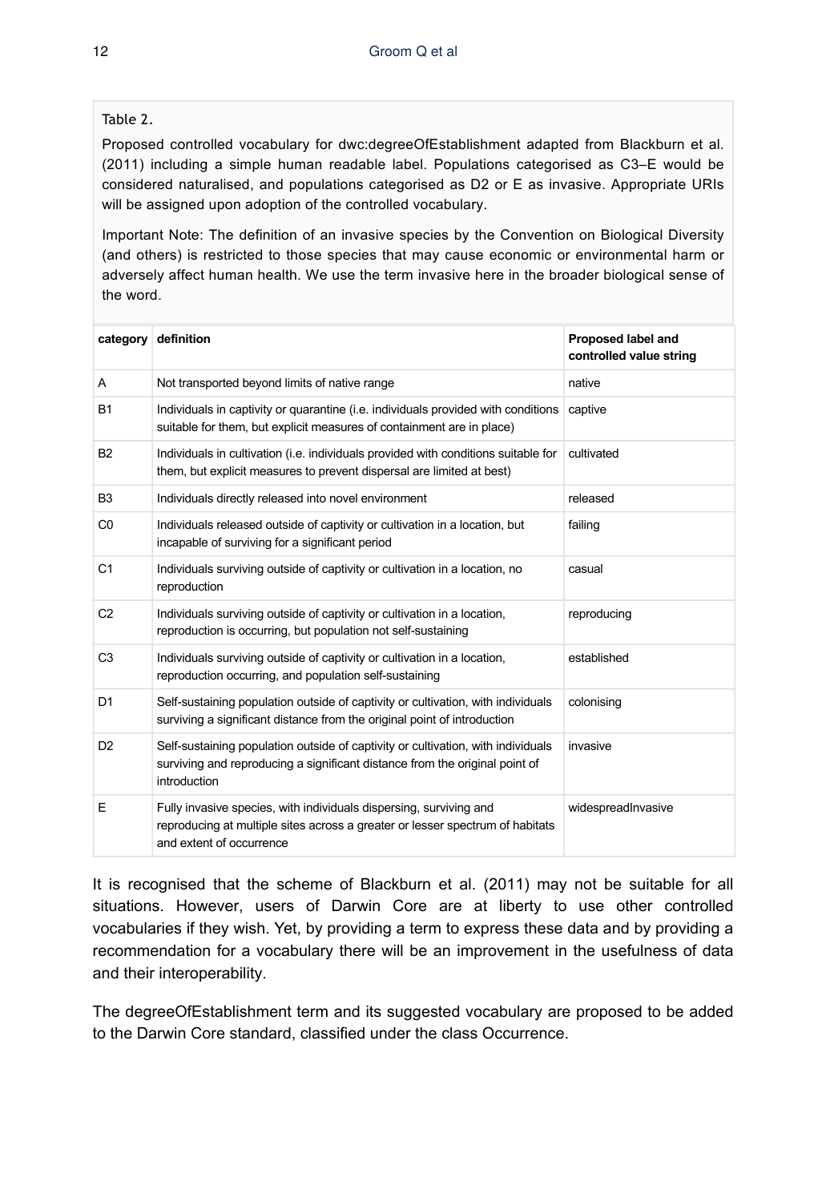Table 2.

Proposed controlled vocabulary for dwc:degreeOfEstablishment adapted from Blackburn et al. (2011) including a simple human readable label. Populations categorised as C3–E would be considered naturalised, and populations categorised as D2 or E as invasive. Appropriate URIs will be assigned upon adoption of the controlled vocabulary.

Important Note: The definition of an invasive species by the Convention on Biological Diversity (and others) is restricted to those species that may cause economic or environmental harm or adversely affect human health. We use the term invasive here in the broader biological sense of the word.

| category | definition | Proposed label and controlled value string |
|---|---|---|
| A | Not transported beyond limits of native range | native |
| B1 | Individuals in captivity or quarantine (i.e. individuals provided with conditions suitable for them, but explicit measures of containment are in place) | captive |
| B2 | Individuals in cultivation (i.e. individuals provided with conditions suitable for them, but explicit measures to prevent dispersal are limited at best) | cultivated |
| B3 | Individuals directly released into novel environment | released |
| C0 | Individuals released outside of captivity or cultivation in a location, but incapable of surviving for a significant period | failing |
| C1 | Individuals surviving outside of captivity or cultivation in a location, no reproduction | casual |
| C2 | Individuals surviving outside of captivity or cultivation in a location, reproduction is occurring, but population not self-sustaining | reproducing |
| C3 | Individuals surviving outside of captivity or cultivation in a location, reproduction occurring, and population self-sustaining | established |
| D1 | Self-sustaining population outside of captivity or cultivation, with individuals surviving a significant distance from the original point of introduction | colonising |
| D2 | Self-sustaining population outside of captivity or cultivation, with individuals surviving and reproducing a significant distance from the original point of introduction | invasive |
| E | Fully invasive species, with individuals dispersing, surviving and reproducing at multiple sites across a greater or lesser spectrum of habitats and extent of occurrence | widespreadInvasive |

It is recognised that the scheme of Blackburn et al. (2011) may not be suitable for all situations. However, users of Darwin Core are at liberty to use other controlled vocabularies if they wish. Yet, by providing a term to express these data and by providing a recommendation for a vocabulary there will be an improvement in the usefulness of data and their interoperability.

The degreeOfEstablishment term and its suggested vocabulary are proposed to be added to the Darwin Core standard, classified under the class Occurrence.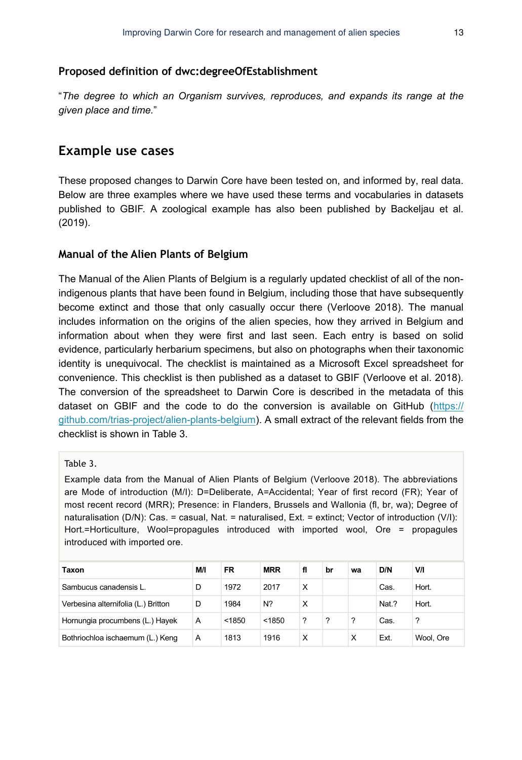### Proposed definition of dwc:degreeOfEstablishment

"*The degree to which an Organism survives, reproduces, and expands its range at the given place and time.*"

## Example use cases

These proposed changes to Darwin Core have been tested on, and informed by, real data. Below are three examples where we have used these terms and vocabularies in datasets published to GBIF. A zoological example has also been published by Backeljau et al. (2019).

### Manual of the Alien Plants of Belgium

The Manual of the Alien Plants of Belgium is a regularly updated checklist of all of the non-indigenous plants that have been found in Belgium, including those that have subsequently become extinct and those that only casually occur there (Verloove 2018). The manual includes information on the origins of the alien species, how they arrived in Belgium and information about when they were first and last seen. Each entry is based on solid evidence, particularly herbarium specimens, but also on photographs when their taxonomic identity is unequivocal. The checklist is maintained as a Microsoft Excel spreadsheet for convenience. This checklist is then published as a dataset to GBIF (Verloove et al. 2018). The conversion of the spreadsheet to Darwin Core is described in the metadata of this dataset on GBIF and the code to do the conversion is available on GitHub (https://github.com/trias-project/alien-plants-belgium). A small extract of the relevant fields from the checklist is shown in Table 3.

Table 3.

Example data from the Manual of Alien Plants of Belgium (Verloove 2018). The abbreviations are Mode of introduction (M/I): D=Deliberate, A=Accidental; Year of first record (FR); Year of most recent record (MRR); Presence: in Flanders, Brussels and Wallonia (fl, br, wa); Degree of naturalisation (D/N): Cas. = casual, Nat. = naturalised, Ext. = extinct; Vector of introduction (V/I): Hort.=Horticulture, Wool=propagules introduced with imported wool, Ore = propagules introduced with imported ore.

| Taxon | M/I | FR | MRR | fl | br | wa | D/N | V/I |
|---|---|---|---|---|---|---|---|---|
| Sambucus canadensis L. | D | 1972 | 2017 | X | | | Cas. | Hort. |
| Verbesina alternifolia (L.) Britton | D | 1984 | N? | X | | | Nat.? | Hort. |
| Hornungia procumbens (L.) Hayek | A | <1850 | <1850 | ? | ? | ? | Cas. | ? |
| Bothriochloa ischaemum (L.) Keng | A | 1813 | 1916 | X | | X | Ext. | Wool, Ore |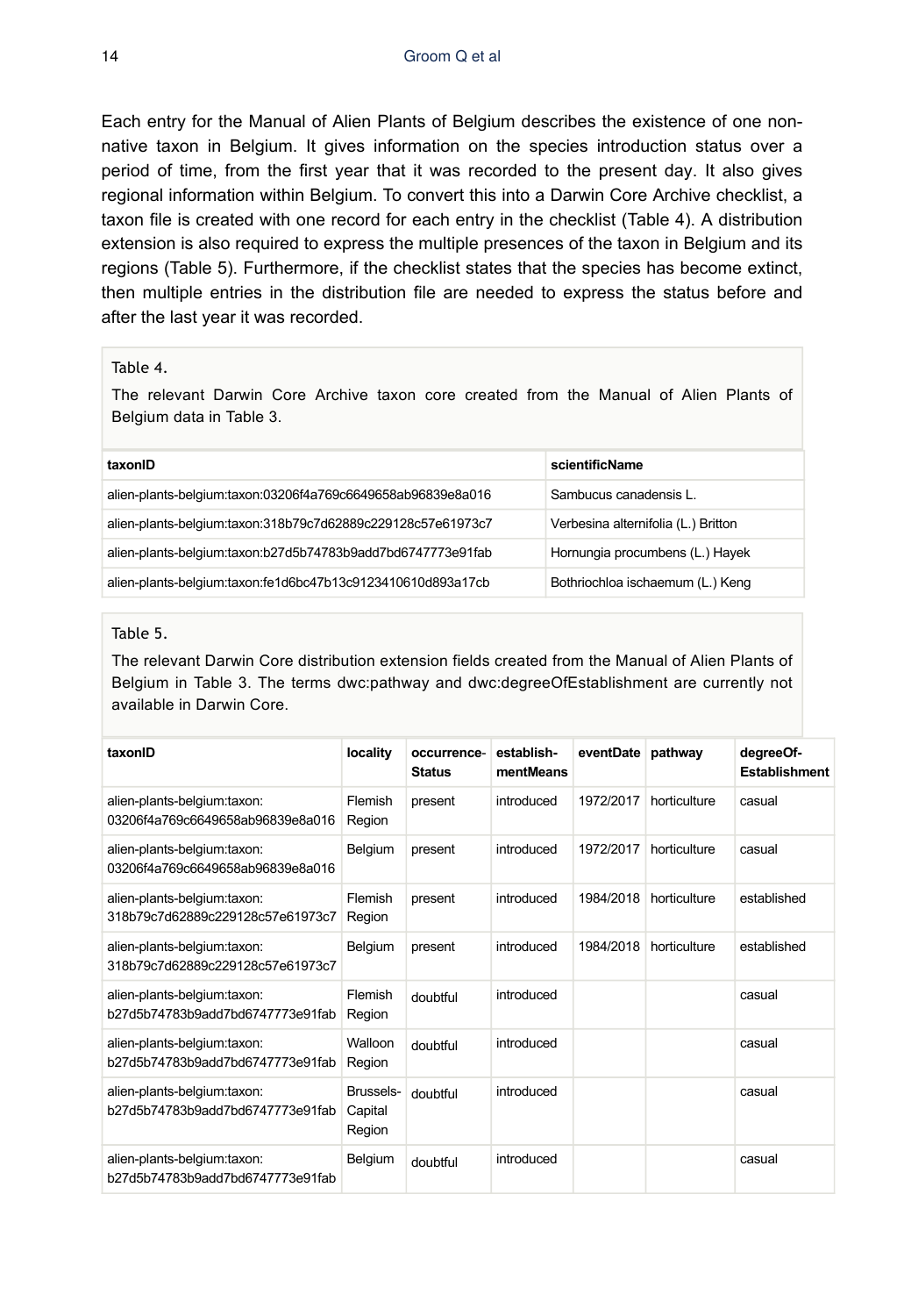Each entry for the Manual of Alien Plants of Belgium describes the existence of one non-native taxon in Belgium. It gives information on the species introduction status over a period of time, from the first year that it was recorded to the present day. It also gives regional information within Belgium. To convert this into a Darwin Core Archive checklist, a taxon file is created with one record for each entry in the checklist (Table 4). A distribution extension is also required to express the multiple presences of the taxon in Belgium and its regions (Table 5). Furthermore, if the checklist states that the species has become extinct, then multiple entries in the distribution file are needed to express the status before and after the last year it was recorded.

Table 4.

The relevant Darwin Core Archive taxon core created from the Manual of Alien Plants of Belgium data in Table 3.

| taxonID | scientificName |
|---|---|
| alien-plants-belgium:taxon:03206f4a769c6649658ab96839e8a016 | Sambucus canadensis L. |
| alien-plants-belgium:taxon:318b79c7d62889c229128c57e61973c7 | Verbesina alternifolia (L.) Britton |
| alien-plants-belgium:taxon:b27d5b74783b9add7bd6747773e91fab | Hornungia procumbens (L.) Hayek |
| alien-plants-belgium:taxon:fe1d6bc47b13c9123410610d893a17cb | Bothriochloa ischaemum (L.) Keng |

Table 5.

The relevant Darwin Core distribution extension fields created from the Manual of Alien Plants of Belgium in Table 3. The terms dwc:pathway and dwc:degreeOfEstablishment are currently not available in Darwin Core.

| taxonID | locality | occurrenceStatus | establishmentMeans | eventDate | pathway | degreeOfEstablishment |
|---|---|---|---|---|---|---|
| alien-plants-belgium:taxon:03206f4a769c6649658ab96839e8a016 | Flemish Region | present | introduced | 1972/2017 | horticulture | casual |
| alien-plants-belgium:taxon:03206f4a769c6649658ab96839e8a016 | Belgium | present | introduced | 1972/2017 | horticulture | casual |
| alien-plants-belgium:taxon:318b79c7d62889c229128c57e61973c7 | Flemish Region | present | introduced | 1984/2018 | horticulture | established |
| alien-plants-belgium:taxon:318b79c7d62889c229128c57e61973c7 | Belgium | present | introduced | 1984/2018 | horticulture | established |
| alien-plants-belgium:taxon:b27d5b74783b9add7bd6747773e91fab | Flemish Region | doubtful | introduced | | | casual |
| alien-plants-belgium:taxon:b27d5b74783b9add7bd6747773e91fab | Walloon Region | doubtful | introduced | | | casual |
| alien-plants-belgium:taxon:b27d5b74783b9add7bd6747773e91fab | Brussels-Capital Region | doubtful | introduced | | | casual |
| alien-plants-belgium:taxon:b27d5b74783b9add7bd6747773e91fab | Belgium | doubtful | introduced | | | casual |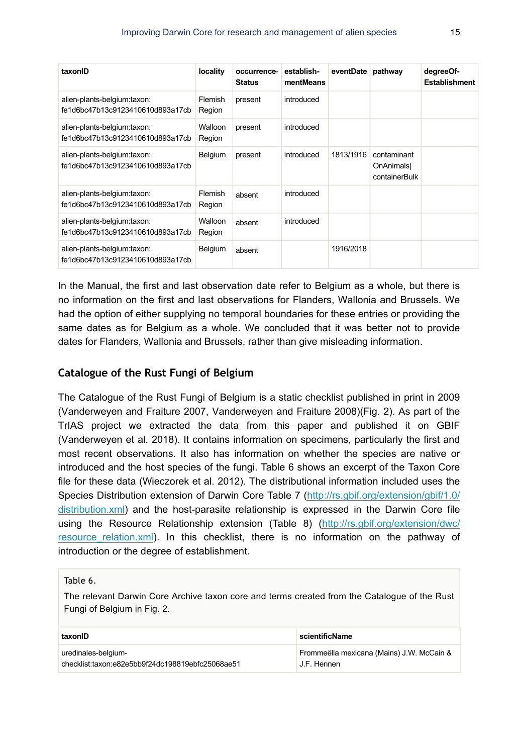| taxonID | locality | occurrence-Status | establish-mentMeans | eventDate | pathway | degreeOf-Establishment |
| --- | --- | --- | --- | --- | --- | --- |
| alien-plants-belgium:taxon: fe1d6bc47b13c9123410610d893a17cb | Flemish Region | present | introduced | | | |
| alien-plants-belgium:taxon: fe1d6bc47b13c9123410610d893a17cb | Walloon Region | present | introduced | | | |
| alien-plants-belgium:taxon: fe1d6bc47b13c9123410610d893a17cb | Belgium | present | introduced | 1813/1916 | contaminant OnAnimals\| containerBulk | |
| alien-plants-belgium:taxon: fe1d6bc47b13c9123410610d893a17cb | Flemish Region | absent | introduced | | | |
| alien-plants-belgium:taxon: fe1d6bc47b13c9123410610d893a17cb | Walloon Region | absent | introduced | | | |
| alien-plants-belgium:taxon: fe1d6bc47b13c9123410610d893a17cb | Belgium | absent | | 1916/2018 | | |

In the Manual, the first and last observation date refer to Belgium as a whole, but there is no information on the first and last observations for Flanders, Wallonia and Brussels. We had the option of either supplying no temporal boundaries for these entries or providing the same dates as for Belgium as a whole. We concluded that it was better not to provide dates for Flanders, Wallonia and Brussels, rather than give misleading information.

## Catalogue of the Rust Fungi of Belgium

The Catalogue of the Rust Fungi of Belgium is a static checklist published in print in 2009 (Vanderweyen and Fraiture 2007, Vanderweyen and Fraiture 2008)(Fig. 2). As part of the TrIAS project we extracted the data from this paper and published it on GBIF (Vanderweyen et al. 2018). It contains information on specimens, particularly the first and most recent observations. It also has information on whether the species are native or introduced and the host species of the fungi. Table 6 shows an excerpt of the Taxon Core file for these data (Wieczorek et al. 2012). The distributional information included uses the Species Distribution extension of Darwin Core Table 7 (http://rs.gbif.org/extension/gbif/1.0/distribution.xml) and the host-parasite relationship is expressed in the Darwin Core file using the Resource Relationship extension (Table 8) (http://rs.gbif.org/extension/dwc/resource_relation.xml). In this checklist, there is no information on the pathway of introduction or the degree of establishment.

Table 6.

The relevant Darwin Core Archive taxon core and terms created from the Catalogue of the Rust Fungi of Belgium in Fig. 2.

| taxonID | scientificName |
| --- | --- |
| uredinales-belgium-checklist:taxon:e82e5bb9f24dc198819ebfc25068ae51 | Frommeëlla mexicana (Mains) J.W. McCain & J.F. Hennen |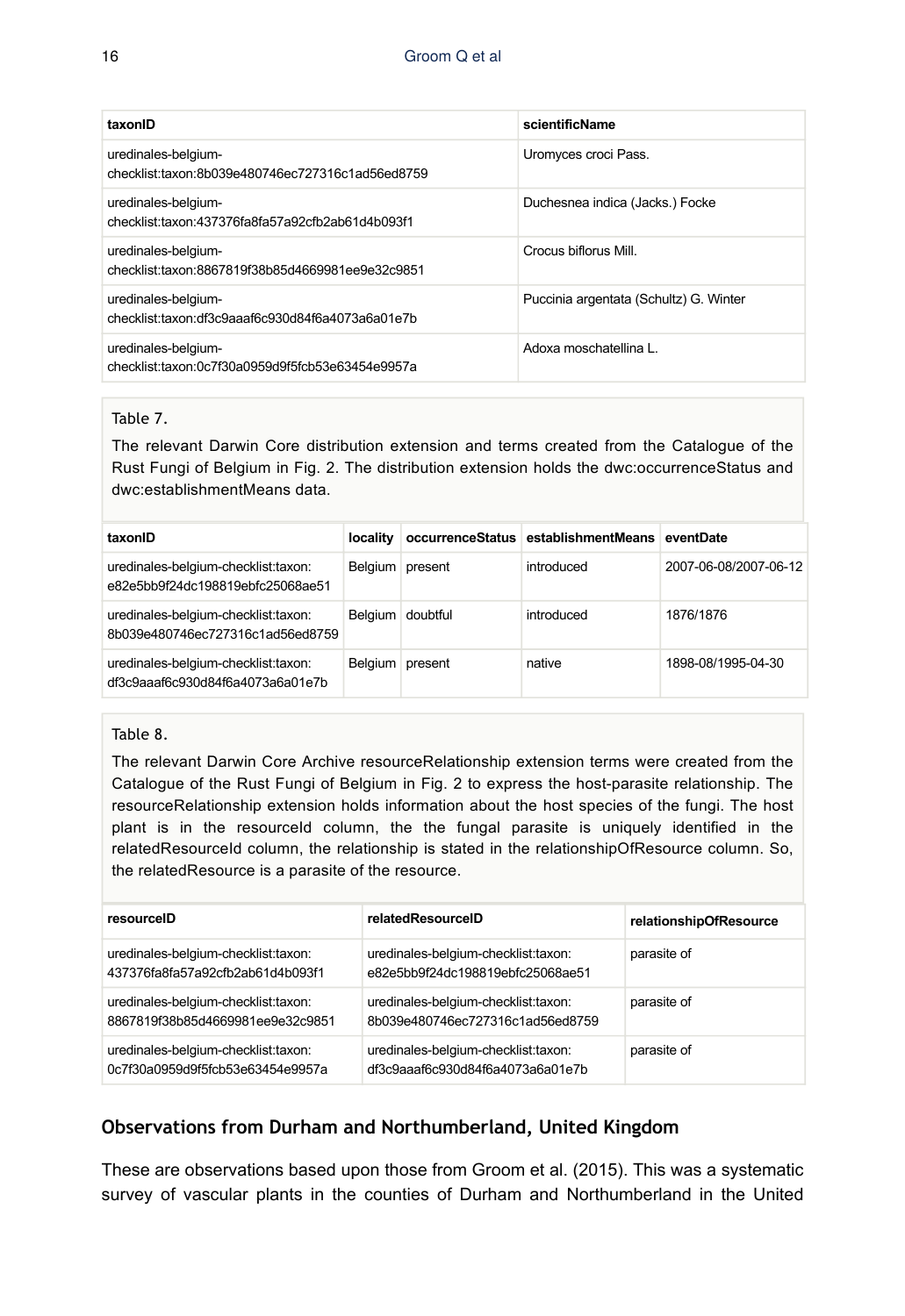| taxonID | scientificName |
| --- | --- |
| uredinales-belgium-checklist:taxon:8b039e480746ec727316c1ad56ed8759 | Uromyces croci Pass. |
| uredinales-belgium-checklist:taxon:437376fa8fa57a92cfb2ab61d4b093f1 | Duchesnea indica (Jacks.) Focke |
| uredinales-belgium-checklist:taxon:8867819f38b85d4669981ee9e32c9851 | Crocus biflorus Mill. |
| uredinales-belgium-checklist:taxon:df3c9aaaf6c930d84f6a4073a6a01e7b | Puccinia argentata (Schultz) G. Winter |
| uredinales-belgium-checklist:taxon:0c7f30a0959d9f5fcb53e63454e9957a | Adoxa moschatellina L. |

Table 7.

The relevant Darwin Core distribution extension and terms created from the Catalogue of the Rust Fungi of Belgium in Fig. 2. The distribution extension holds the dwc:occurrenceStatus and dwc:establishmentMeans data.

| taxonID | locality | occurrenceStatus | establishmentMeans | eventDate |
| --- | --- | --- | --- | --- |
| uredinales-belgium-checklist:taxon:e82e5bb9f24dc198819ebfc25068ae51 | Belgium | present | introduced | 2007-06-08/2007-06-12 |
| uredinales-belgium-checklist:taxon:8b039e480746ec727316c1ad56ed8759 | Belgium | doubtful | introduced | 1876/1876 |
| uredinales-belgium-checklist:taxon:df3c9aaaf6c930d84f6a4073a6a01e7b | Belgium | present | native | 1898-08/1995-04-30 |

Table 8.

The relevant Darwin Core Archive resourceRelationship extension terms were created from the Catalogue of the Rust Fungi of Belgium in Fig. 2 to express the host-parasite relationship. The resourceRelationship extension holds information about the host species of the fungi. The host plant is in the resourceId column, the the fungal parasite is uniquely identified in the relatedResourceId column, the relationship is stated in the relationshipOfResource column. So, the relatedResource is a parasite of the resource.

| resourceID | relatedResourceID | relationshipOfResource |
| --- | --- | --- |
| uredinales-belgium-checklist:taxon:437376fa8fa57a92cfb2ab61d4b093f1 | uredinales-belgium-checklist:taxon:e82e5bb9f24dc198819ebfc25068ae51 | parasite of |
| uredinales-belgium-checklist:taxon:8867819f38b85d4669981ee9e32c9851 | uredinales-belgium-checklist:taxon:8b039e480746ec727316c1ad56ed8759 | parasite of |
| uredinales-belgium-checklist:taxon:0c7f30a0959d9f5fcb53e63454e9957a | uredinales-belgium-checklist:taxon:df3c9aaaf6c930d84f6a4073a6a01e7b | parasite of |

## Observations from Durham and Northumberland, United Kingdom

These are observations based upon those from Groom et al. (2015). This was a systematic survey of vascular plants in the counties of Durham and Northumberland in the United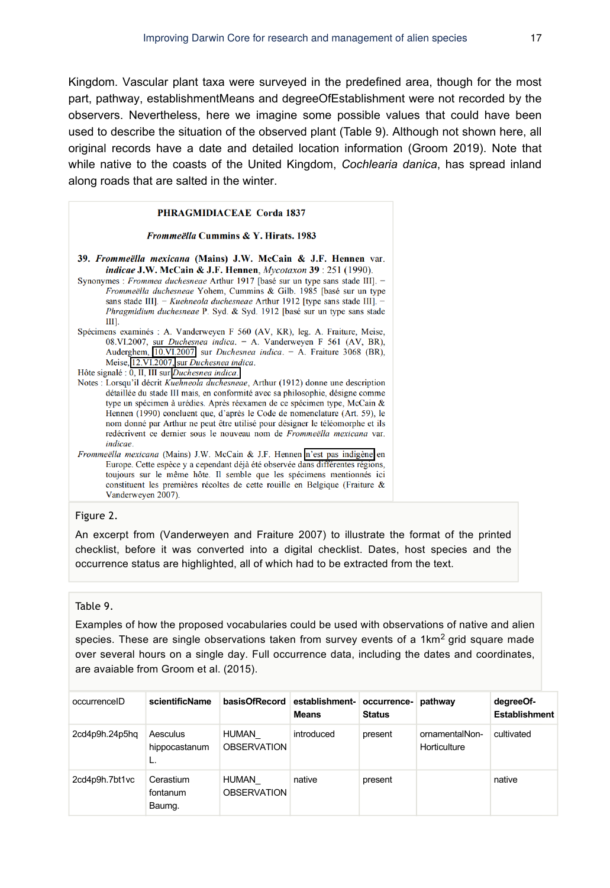Kingdom. Vascular plant taxa were surveyed in the predefined area, though for the most part, pathway, establishmentMeans and degreeOfEstablishment were not recorded by the observers. Nevertheless, here we imagine some possible values that could have been used to describe the situation of the observed plant (Table 9). Although not shown here, all original records have a date and detailed location information (Groom 2019). Note that while native to the coasts of the United Kingdom, *Cochlearia danica*, has spread inland along roads that are salted in the winter.

**PHRAGMIDIACEAE Corda 1837**

***Frommeëlla*** **Cummins & Y. Hirats. 1983**

**39. *Frommeëlla mexicana* (Mains) J.W. McCain & J.F. Hennen** var. ***indicae*** **J.W. McCain & J.F. Hennen**, *Mycotaxon* **39** : 251 (1990).

Synonymes : *Frommea duchesneae* Arthur 1917 [basé sur un type sans stade III]. − *Frommeëlla duchesneae* Yohem, Cummins & Gilb. 1985 [basé sur un type sans stade III]. − *Kuehneola duchesneae* Arthur 1912 [type sans stade III]. − *Phragmidium duchesneae* P. Syd. & Syd. 1912 [basé sur un type sans stade III].

Spécimens examinés : A. Vanderweyen F 560 (AV, KR), leg. A. Fraiture, Meise, 08.VI.2007, sur *Duchesnea indica*. − A. Vanderweyen F 561 (AV, BR), Auderghem, 10.VI.2007, sur *Duchesnea indica*. − A. Fraiture 3068 (BR), Meise, 12.VI.2007, sur *Duchesnea indica*.

Hôte signalé : 0, II, III sur *Duchesnea indica*.

Notes : Lorsqu'il décrit *Kuehneola duchesneae*, Arthur (1912) donne une description détaillée du stade III mais, en conformité avec sa philosophie, désigne comme type un spécimen à urédies. Après réexamen de ce spécimen type, McCain & Hennen (1990) concluent que, d'après le Code de nomenclature (Art. 59), le nom donné par Arthur ne peut être utilisé pour désigner le téléomorphe et ils redécrivent ce dernier sous le nouveau nom de *Frommeëlla mexicana* var. *indicae*.

*Frommeëlla mexicana* (Mains) J.W. McCain & J.F. Hennen n'est pas indigène en Europe. Cette espèce y a cependant déjà été observée dans différentes régions, toujours sur le même hôte. Il semble que les spécimens mentionnés ici constituent les premières récoltes de cette rouille en Belgique (Fraiture & Vanderweyen 2007).

Figure 2.

An excerpt from (Vanderweyen and Fraiture 2007) to illustrate the format of the printed checklist, before it was converted into a digital checklist. Dates, host species and the occurrence status are highlighted, all of which had to be extracted from the text.

Table 9.

Examples of how the proposed vocabularies could be used with observations of native and alien species. These are single observations taken from survey events of a 1km$^2$ grid square made over several hours on a single day. Full occurrence data, including the dates and coordinates, are avaiable from Groom et al. (2015).

| occurrenceID | **scientificName** | **basisOfRecord** | **establishmentMeans** | **occurrenceStatus** | **pathway** | **degreeOfEstablishment** |
|---|---|---|---|---|---|---|
| 2cd4p9h.24p5hq | Aesculus hippocastanum L. | HUMAN_OBSERVATION | introduced | present | ornamentalNonHorticulture | cultivated |
| 2cd4p9h.7bt1vc | Cerastium fontanum Baumg. | HUMAN_OBSERVATION | native | present | | native |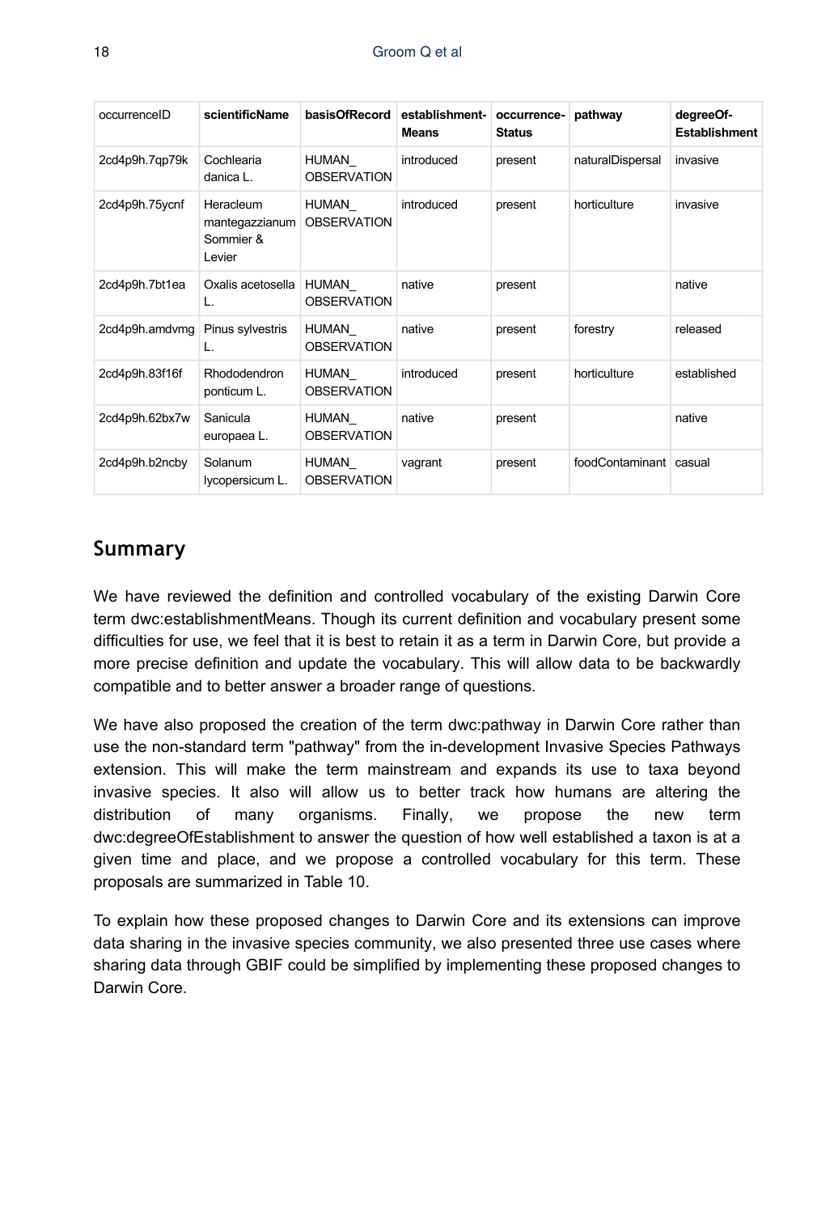| occurrenceID | scientificName | basisOfRecord | establishment-Means | occurrence-Status | pathway | degreeOf-Establishment |
|---|---|---|---|---|---|---|
| 2cd4p9h.7qp79k | Cochlearia danica L. | HUMAN_ OBSERVATION | introduced | present | naturalDispersal | invasive |
| 2cd4p9h.75ycnf | Heracleum mantegazzianum Sommier & Levier | HUMAN_ OBSERVATION | introduced | present | horticulture | invasive |
| 2cd4p9h.7bt1ea | Oxalis acetosella L. | HUMAN_ OBSERVATION | native | present | | native |
| 2cd4p9h.amdvmg | Pinus sylvestris L. | HUMAN_ OBSERVATION | native | present | forestry | released |
| 2cd4p9h.83f16f | Rhododendron ponticum L. | HUMAN_ OBSERVATION | introduced | present | horticulture | established |
| 2cd4p9h.62bx7w | Sanicula europaea L. | HUMAN_ OBSERVATION | native | present | | native |
| 2cd4p9h.b2ncby | Solanum lycopersicum L. | HUMAN_ OBSERVATION | vagrant | present | foodContaminant | casual |

## Summary

We have reviewed the definition and controlled vocabulary of the existing Darwin Core term dwc:establishmentMeans. Though its current definition and vocabulary present some difficulties for use, we feel that it is best to retain it as a term in Darwin Core, but provide a more precise definition and update the vocabulary. This will allow data to be backwardly compatible and to better answer a broader range of questions.

We have also proposed the creation of the term dwc:pathway in Darwin Core rather than use the non-standard term "pathway" from the in-development Invasive Species Pathways extension. This will make the term mainstream and expands its use to taxa beyond invasive species. It also will allow us to better track how humans are altering the distribution of many organisms. Finally, we propose the new term dwc:degreeOfEstablishment to answer the question of how well established a taxon is at a given time and place, and we propose a controlled vocabulary for this term. These proposals are summarized in Table 10.

To explain how these proposed changes to Darwin Core and its extensions can improve data sharing in the invasive species community, we also presented three use cases where sharing data through GBIF could be simplified by implementing these proposed changes to Darwin Core.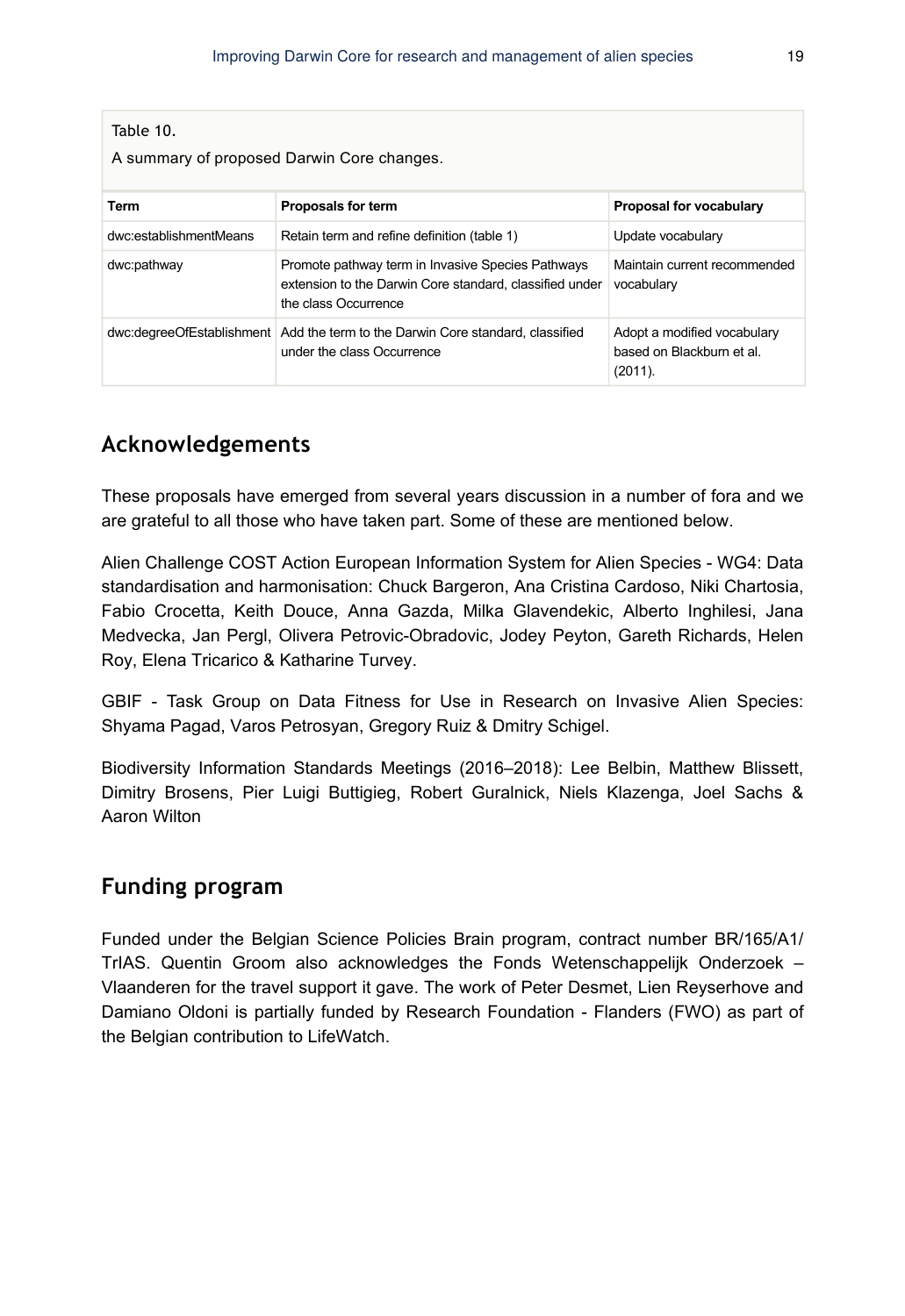Table 10.

A summary of proposed Darwin Core changes.

| Term | Proposals for term | Proposal for vocabulary |
|---|---|---|
| dwc:establishmentMeans | Retain term and refine definition (table 1) | Update vocabulary |
| dwc:pathway | Promote pathway term in Invasive Species Pathways extension to the Darwin Core standard, classified under the class Occurrence | Maintain current recommended vocabulary |
| dwc:degreeOfEstablishment | Add the term to the Darwin Core standard, classified under the class Occurrence | Adopt a modified vocabulary based on Blackburn et al. (2011). |

## Acknowledgements

These proposals have emerged from several years discussion in a number of fora and we are grateful to all those who have taken part. Some of these are mentioned below.

Alien Challenge COST Action European Information System for Alien Species - WG4: Data standardisation and harmonisation: Chuck Bargeron, Ana Cristina Cardoso, Niki Chartosia, Fabio Crocetta, Keith Douce, Anna Gazda, Milka Glavendekic, Alberto Inghilesi, Jana Medvecka, Jan Pergl, Olivera Petrovic-Obradovic, Jodey Peyton, Gareth Richards, Helen Roy, Elena Tricarico & Katharine Turvey.

GBIF - Task Group on Data Fitness for Use in Research on Invasive Alien Species: Shyama Pagad, Varos Petrosyan, Gregory Ruiz & Dmitry Schigel.

Biodiversity Information Standards Meetings (2016–2018): Lee Belbin, Matthew Blissett, Dimitry Brosens, Pier Luigi Buttigieg, Robert Guralnick, Niels Klazenga, Joel Sachs & Aaron Wilton

## Funding program

Funded under the Belgian Science Policies Brain program, contract number BR/165/A1/TrIAS. Quentin Groom also acknowledges the Fonds Wetenschappelijk Onderzoek – Vlaanderen for the travel support it gave. The work of Peter Desmet, Lien Reyserhove and Damiano Oldoni is partially funded by Research Foundation - Flanders (FWO) as part of the Belgian contribution to LifeWatch.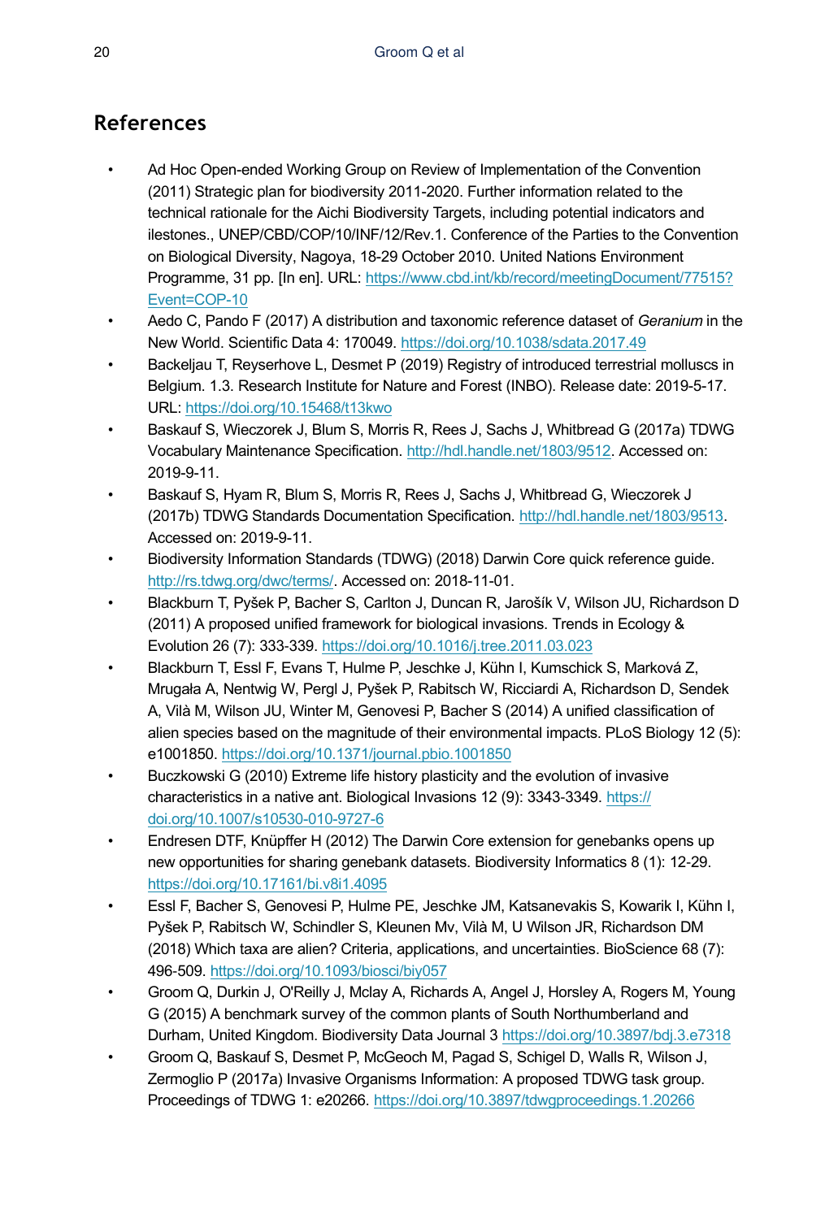## References

- Ad Hoc Open-ended Working Group on Review of Implementation of the Convention (2011) Strategic plan for biodiversity 2011-2020. Further information related to the technical rationale for the Aichi Biodiversity Targets, including potential indicators and ilestones., UNEP/CBD/COP/10/INF/12/Rev.1. Conference of the Parties to the Convention on Biological Diversity, Nagoya, 18-29 October 2010. United Nations Environment Programme, 31 pp. [In en]. URL: https://www.cbd.int/kb/record/meetingDocument/77515?Event=COP-10
- Aedo C, Pando F (2017) A distribution and taxonomic reference dataset of *Geranium* in the New World. Scientific Data 4: 170049. https://doi.org/10.1038/sdata.2017.49
- Backeljau T, Reyserhove L, Desmet P (2019) Registry of introduced terrestrial molluscs in Belgium. 1.3. Research Institute for Nature and Forest (INBO). Release date: 2019-5-17. URL: https://doi.org/10.15468/t13kwo
- Baskauf S, Wieczorek J, Blum S, Morris R, Rees J, Sachs J, Whitbread G (2017a) TDWG Vocabulary Maintenance Specification. http://hdl.handle.net/1803/9512. Accessed on: 2019-9-11.
- Baskauf S, Hyam R, Blum S, Morris R, Rees J, Sachs J, Whitbread G, Wieczorek J (2017b) TDWG Standards Documentation Specification. http://hdl.handle.net/1803/9513. Accessed on: 2019-9-11.
- Biodiversity Information Standards (TDWG) (2018) Darwin Core quick reference guide. http://rs.tdwg.org/dwc/terms/. Accessed on: 2018-11-01.
- Blackburn T, Pyšek P, Bacher S, Carlton J, Duncan R, Jarošík V, Wilson JU, Richardson D (2011) A proposed unified framework for biological invasions. Trends in Ecology & Evolution 26 (7): 333-339. https://doi.org/10.1016/j.tree.2011.03.023
- Blackburn T, Essl F, Evans T, Hulme P, Jeschke J, Kühn I, Kumschick S, Marková Z, Mrugała A, Nentwig W, Pergl J, Pyšek P, Rabitsch W, Ricciardi A, Richardson D, Sendek A, Vilà M, Wilson JU, Winter M, Genovesi P, Bacher S (2014) A unified classification of alien species based on the magnitude of their environmental impacts. PLoS Biology 12 (5): e1001850. https://doi.org/10.1371/journal.pbio.1001850
- Buczkowski G (2010) Extreme life history plasticity and the evolution of invasive characteristics in a native ant. Biological Invasions 12 (9): 3343-3349. https://doi.org/10.1007/s10530-010-9727-6
- Endresen DTF, Knüpffer H (2012) The Darwin Core extension for genebanks opens up new opportunities for sharing genebank datasets. Biodiversity Informatics 8 (1): 12-29. https://doi.org/10.17161/bi.v8i1.4095
- Essl F, Bacher S, Genovesi P, Hulme PE, Jeschke JM, Katsanevakis S, Kowarik I, Kühn I, Pyšek P, Rabitsch W, Schindler S, Kleunen Mv, Vilà M, U Wilson JR, Richardson DM (2018) Which taxa are alien? Criteria, applications, and uncertainties. BioScience 68 (7): 496-509. https://doi.org/10.1093/biosci/biy057
- Groom Q, Durkin J, O'Reilly J, Mclay A, Richards A, Angel J, Horsley A, Rogers M, Young G (2015) A benchmark survey of the common plants of South Northumberland and Durham, United Kingdom. Biodiversity Data Journal 3 https://doi.org/10.3897/bdj.3.e7318
- Groom Q, Baskauf S, Desmet P, McGeoch M, Pagad S, Schigel D, Walls R, Wilson J, Zermoglio P (2017a) Invasive Organisms Information: A proposed TDWG task group. Proceedings of TDWG 1: e20266. https://doi.org/10.3897/tdwgproceedings.1.20266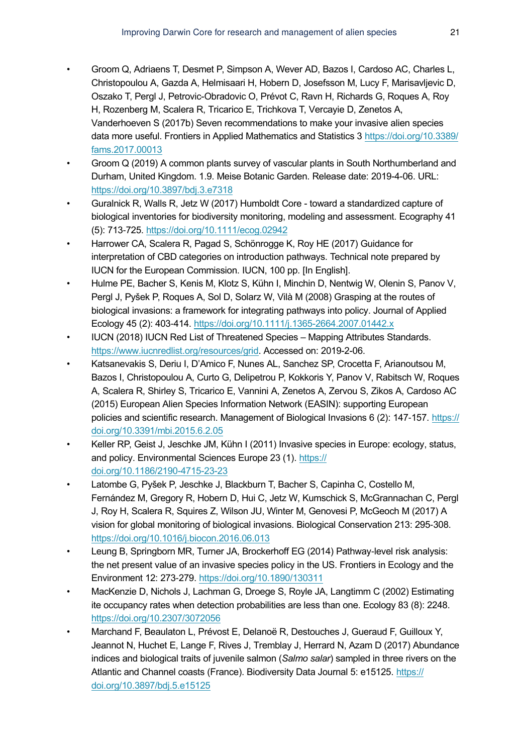- Groom Q, Adriaens T, Desmet P, Simpson A, Wever AD, Bazos I, Cardoso AC, Charles L, Christopoulou A, Gazda A, Helmisaari H, Hobern D, Josefsson M, Lucy F, Marisavljevic D, Oszako T, Pergl J, Petrovic-Obradovic O, Prévot C, Ravn H, Richards G, Roques A, Roy H, Rozenberg M, Scalera R, Tricarico E, Trichkova T, Vercayie D, Zenetos A, Vanderhoeven S (2017b) Seven recommendations to make your invasive alien species data more useful. Frontiers in Applied Mathematics and Statistics 3 https://doi.org/10.3389/fams.2017.00013
- Groom Q (2019) A common plants survey of vascular plants in South Northumberland and Durham, United Kingdom. 1.9. Meise Botanic Garden. Release date: 2019-4-06. URL: https://doi.org/10.3897/bdj.3.e7318
- Guralnick R, Walls R, Jetz W (2017) Humboldt Core - toward a standardized capture of biological inventories for biodiversity monitoring, modeling and assessment. Ecography 41 (5): 713-725. https://doi.org/10.1111/ecog.02942
- Harrower CA, Scalera R, Pagad S, Schönrogge K, Roy HE (2017) Guidance for interpretation of CBD categories on introduction pathways. Technical note prepared by IUCN for the European Commission. IUCN, 100 pp. [In English].
- Hulme PE, Bacher S, Kenis M, Klotz S, Kühn I, Minchin D, Nentwig W, Olenin S, Panov V, Pergl J, Pyšek P, Roques A, Sol D, Solarz W, Vilà M (2008) Grasping at the routes of biological invasions: a framework for integrating pathways into policy. Journal of Applied Ecology 45 (2): 403-414. https://doi.org/10.1111/j.1365-2664.2007.01442.x
- IUCN (2018) IUCN Red List of Threatened Species – Mapping Attributes Standards. https://www.iucnredlist.org/resources/grid. Accessed on: 2019-2-06.
- Katsanevakis S, Deriu I, D'Amico F, Nunes AL, Sanchez SP, Crocetta F, Arianoutsou M, Bazos I, Christopoulou A, Curto G, Delipetrou P, Kokkoris Y, Panov V, Rabitsch W, Roques A, Scalera R, Shirley S, Tricarico E, Vannini A, Zenetos A, Zervou S, Zikos A, Cardoso AC (2015) European Alien Species Information Network (EASIN): supporting European policies and scientific research. Management of Biological Invasions 6 (2): 147-157. https://doi.org/10.3391/mbi.2015.6.2.05
- Keller RP, Geist J, Jeschke JM, Kühn I (2011) Invasive species in Europe: ecology, status, and policy. Environmental Sciences Europe 23 (1). https://doi.org/10.1186/2190-4715-23-23
- Latombe G, Pyšek P, Jeschke J, Blackburn T, Bacher S, Capinha C, Costello M, Fernández M, Gregory R, Hobern D, Hui C, Jetz W, Kumschick S, McGrannachan C, Pergl J, Roy H, Scalera R, Squires Z, Wilson JU, Winter M, Genovesi P, McGeoch M (2017) A vision for global monitoring of biological invasions. Biological Conservation 213: 295-308. https://doi.org/10.1016/j.biocon.2016.06.013
- Leung B, Springborn MR, Turner JA, Brockerhoff EG (2014) Pathway-level risk analysis: the net present value of an invasive species policy in the US. Frontiers in Ecology and the Environment 12: 273-279. https://doi.org/10.1890/130311
- MacKenzie D, Nichols J, Lachman G, Droege S, Royle JA, Langtimm C (2002) Estimating ite occupancy rates when detection probabilities are less than one. Ecology 83 (8): 2248. https://doi.org/10.2307/3072056
- Marchand F, Beaulaton L, Prévost E, Delanoë R, Destouches J, Gueraud F, Guilloux Y, Jeannot N, Huchet E, Lange F, Rives J, Tremblay J, Herrard N, Azam D (2017) Abundance indices and biological traits of juvenile salmon (*Salmo salar*) sampled in three rivers on the Atlantic and Channel coasts (France). Biodiversity Data Journal 5: e15125. https://doi.org/10.3897/bdj.5.e15125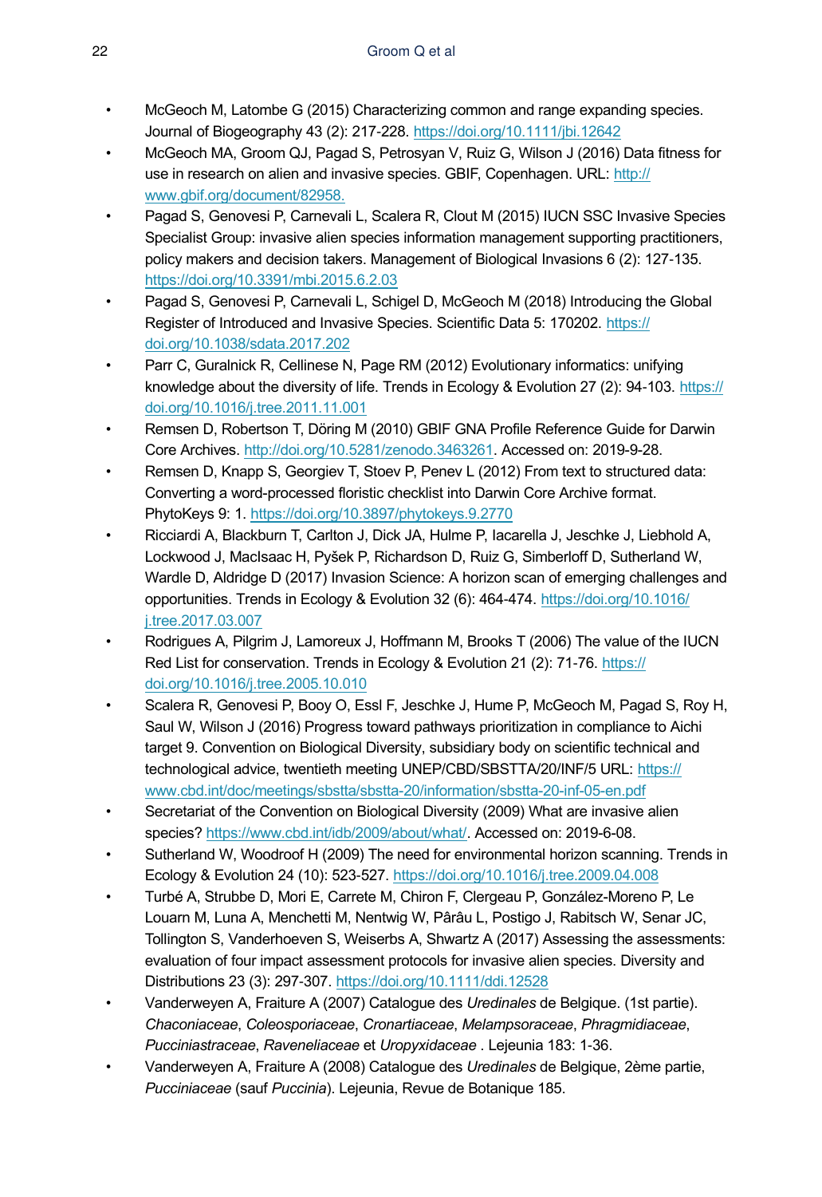- McGeoch M, Latombe G (2015) Characterizing common and range expanding species. Journal of Biogeography 43 (2): 217-228. https://doi.org/10.1111/jbi.12642
- McGeoch MA, Groom QJ, Pagad S, Petrosyan V, Ruiz G, Wilson J (2016) Data fitness for use in research on alien and invasive species. GBIF, Copenhagen. URL: http://www.gbif.org/document/82958.
- Pagad S, Genovesi P, Carnevali L, Scalera R, Clout M (2015) IUCN SSC Invasive Species Specialist Group: invasive alien species information management supporting practitioners, policy makers and decision takers. Management of Biological Invasions 6 (2): 127-135. https://doi.org/10.3391/mbi.2015.6.2.03
- Pagad S, Genovesi P, Carnevali L, Schigel D, McGeoch M (2018) Introducing the Global Register of Introduced and Invasive Species. Scientific Data 5: 170202. https://doi.org/10.1038/sdata.2017.202
- Parr C, Guralnick R, Cellinese N, Page RM (2012) Evolutionary informatics: unifying knowledge about the diversity of life. Trends in Ecology & Evolution 27 (2): 94-103. https://doi.org/10.1016/j.tree.2011.11.001
- Remsen D, Robertson T, Döring M (2010) GBIF GNA Profile Reference Guide for Darwin Core Archives. http://doi.org/10.5281/zenodo.3463261. Accessed on: 2019-9-28.
- Remsen D, Knapp S, Georgiev T, Stoev P, Penev L (2012) From text to structured data: Converting a word-processed floristic checklist into Darwin Core Archive format. PhytoKeys 9: 1. https://doi.org/10.3897/phytokeys.9.2770
- Ricciardi A, Blackburn T, Carlton J, Dick JA, Hulme P, Iacarella J, Jeschke J, Liebhold A, Lockwood J, MacIsaac H, Pyšek P, Richardson D, Ruiz G, Simberloff D, Sutherland W, Wardle D, Aldridge D (2017) Invasion Science: A horizon scan of emerging challenges and opportunities. Trends in Ecology & Evolution 32 (6): 464-474. https://doi.org/10.1016/j.tree.2017.03.007
- Rodrigues A, Pilgrim J, Lamoreux J, Hoffmann M, Brooks T (2006) The value of the IUCN Red List for conservation. Trends in Ecology & Evolution 21 (2): 71-76. https://doi.org/10.1016/j.tree.2005.10.010
- Scalera R, Genovesi P, Booy O, Essl F, Jeschke J, Hume P, McGeoch M, Pagad S, Roy H, Saul W, Wilson J (2016) Progress toward pathways prioritization in compliance to Aichi target 9. Convention on Biological Diversity, subsidiary body on scientific technical and technological advice, twentieth meeting UNEP/CBD/SBSTTA/20/INF/5 URL: https://www.cbd.int/doc/meetings/sbstta/sbstta-20/information/sbstta-20-inf-05-en.pdf
- Secretariat of the Convention on Biological Diversity (2009) What are invasive alien species? https://www.cbd.int/idb/2009/about/what/. Accessed on: 2019-6-08.
- Sutherland W, Woodroof H (2009) The need for environmental horizon scanning. Trends in Ecology & Evolution 24 (10): 523-527. https://doi.org/10.1016/j.tree.2009.04.008
- Turbé A, Strubbe D, Mori E, Carrete M, Chiron F, Clergeau P, González-Moreno P, Le Louarn M, Luna A, Menchetti M, Nentwig W, Pârâu L, Postigo J, Rabitsch W, Senar JC, Tollington S, Vanderhoeven S, Weiserbs A, Shwartz A (2017) Assessing the assessments: evaluation of four impact assessment protocols for invasive alien species. Diversity and Distributions 23 (3): 297-307. https://doi.org/10.1111/ddi.12528
- Vanderweyen A, Fraiture A (2007) Catalogue des *Uredinales* de Belgique. (1st partie). *Chaconiaceae*, *Coleosporiaceae*, *Cronartiaceae*, *Melampsoraceae*, *Phragmidiaceae*, *Pucciniastraceae*, *Raveneliaceae* et *Uropyxidaceae* . Lejeunia 183: 1-36.
- Vanderweyen A, Fraiture A (2008) Catalogue des *Uredinales* de Belgique, 2ème partie, *Pucciniaceae* (sauf *Puccinia*). Lejeunia, Revue de Botanique 185.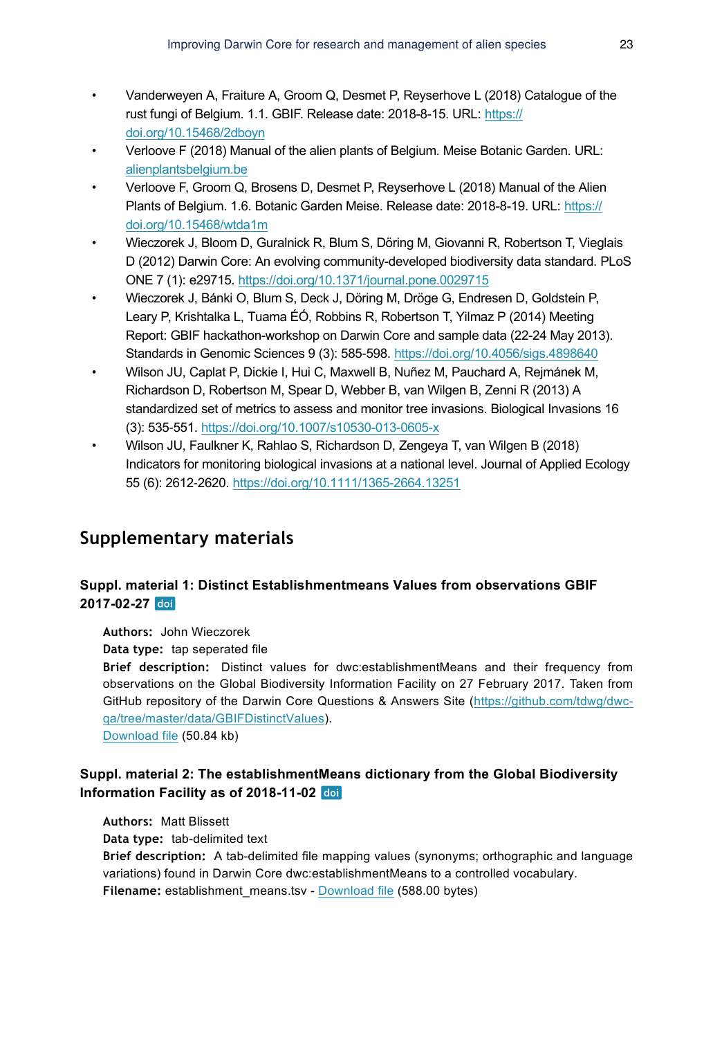- Vanderweyen A, Fraiture A, Groom Q, Desmet P, Reyserhove L (2018) Catalogue of the rust fungi of Belgium. 1.1. GBIF. Release date: 2018-8-15. URL: https://doi.org/10.15468/2dboyn
- Verloove F (2018) Manual of the alien plants of Belgium. Meise Botanic Garden. URL: alienplantsbelgium.be
- Verloove F, Groom Q, Brosens D, Desmet P, Reyserhove L (2018) Manual of the Alien Plants of Belgium. 1.6. Botanic Garden Meise. Release date: 2018-8-19. URL: https://doi.org/10.15468/wtda1m
- Wieczorek J, Bloom D, Guralnick R, Blum S, Döring M, Giovanni R, Robertson T, Vieglais D (2012) Darwin Core: An evolving community-developed biodiversity data standard. PLoS ONE 7 (1): e29715. https://doi.org/10.1371/journal.pone.0029715
- Wieczorek J, Bánki O, Blum S, Deck J, Döring M, Dröge G, Endresen D, Goldstein P, Leary P, Krishtalka L, Tuama ÉÓ, Robbins R, Robertson T, Yilmaz P (2014) Meeting Report: GBIF hackathon-workshop on Darwin Core and sample data (22-24 May 2013). Standards in Genomic Sciences 9 (3): 585-598. https://doi.org/10.4056/sigs.4898640
- Wilson JU, Caplat P, Dickie I, Hui C, Maxwell B, Nuñez M, Pauchard A, Rejmánek M, Richardson D, Robertson M, Spear D, Webber B, van Wilgen B, Zenni R (2013) A standardized set of metrics to assess and monitor tree invasions. Biological Invasions 16 (3): 535-551. https://doi.org/10.1007/s10530-013-0605-x
- Wilson JU, Faulkner K, Rahlao S, Richardson D, Zengeya T, van Wilgen B (2018) Indicators for monitoring biological invasions at a national level. Journal of Applied Ecology 55 (6): 2612-2620. https://doi.org/10.1111/1365-2664.13251

## Supplementary materials

### Suppl. material 1: Distinct Establishmentmeans Values from observations GBIF 2017-02-27 doi

**Authors:** John Wieczorek
**Data type:** tap seperated file
**Brief description:** Distinct values for dwc:establishmentMeans and their frequency from observations on the Global Biodiversity Information Facility on 27 February 2017. Taken from GitHub repository of the Darwin Core Questions & Answers Site (https://github.com/tdwg/dwc-qa/tree/master/data/GBIFDistinctValues).
Download file (50.84 kb)

### Suppl. material 2: The establishmentMeans dictionary from the Global Biodiversity Information Facility as of 2018-11-02 doi

**Authors:** Matt Blissett
**Data type:** tab-delimited text
**Brief description:** A tab-delimited file mapping values (synonyms; orthographic and language variations) found in Darwin Core dwc:establishmentMeans to a controlled vocabulary.
**Filename:** establishment_means.tsv - Download file (588.00 bytes)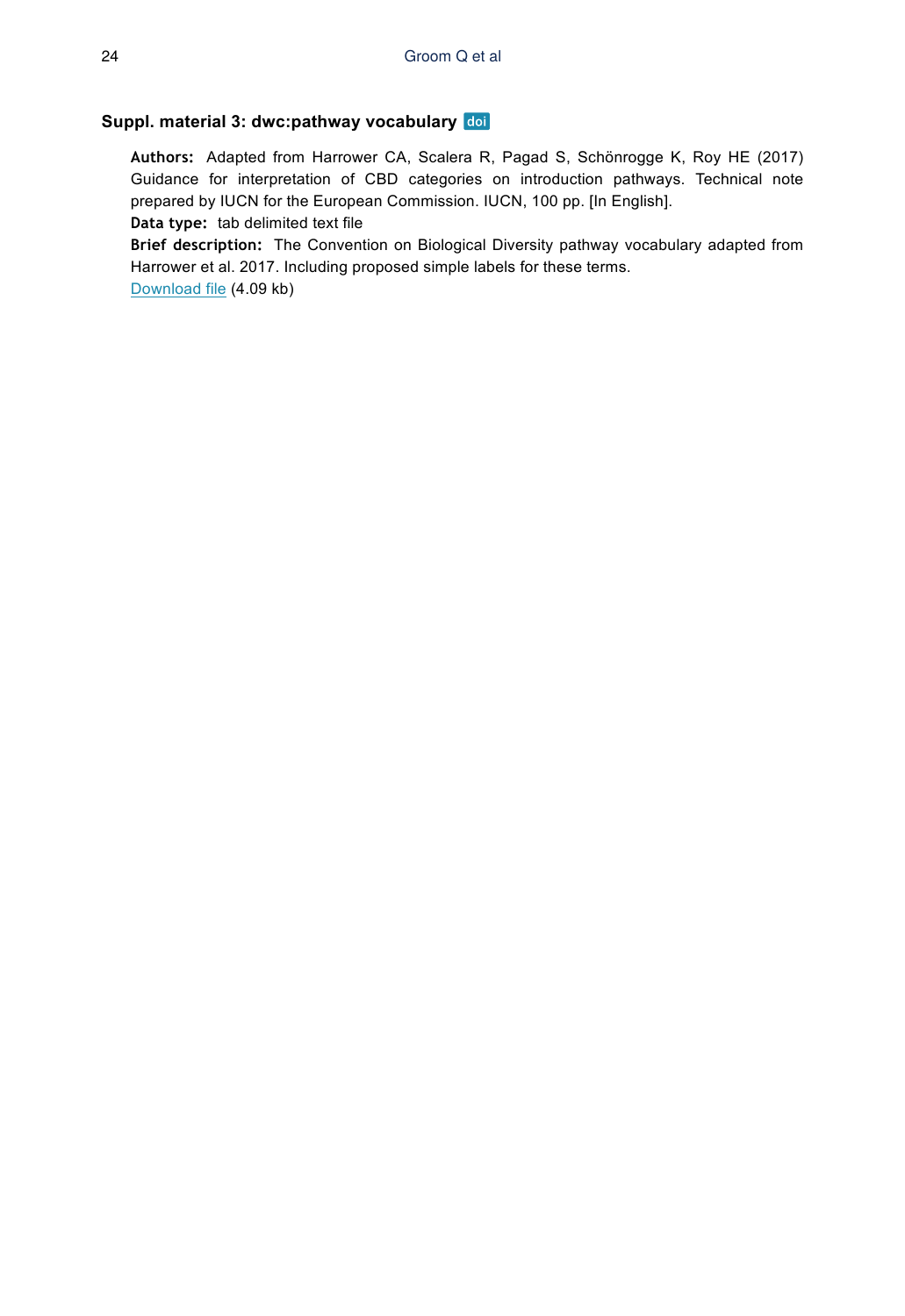### Suppl. material 3: dwc:pathway vocabulary doi

**Authors:** Adapted from Harrower CA, Scalera R, Pagad S, Schönrogge K, Roy HE (2017) Guidance for interpretation of CBD categories on introduction pathways. Technical note prepared by IUCN for the European Commission. IUCN, 100 pp. [In English].

**Data type:** tab delimited text file

**Brief description:** The Convention on Biological Diversity pathway vocabulary adapted from Harrower et al. 2017. Including proposed simple labels for these terms.

Download file (4.09 kb)